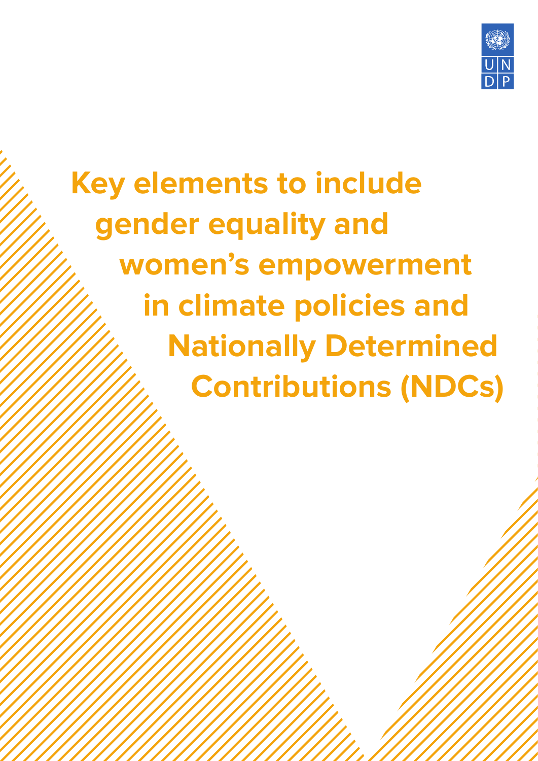# Key elements to include gender equality and women's empowerment in climate policies and Nationally Determined Contributions (NDCs)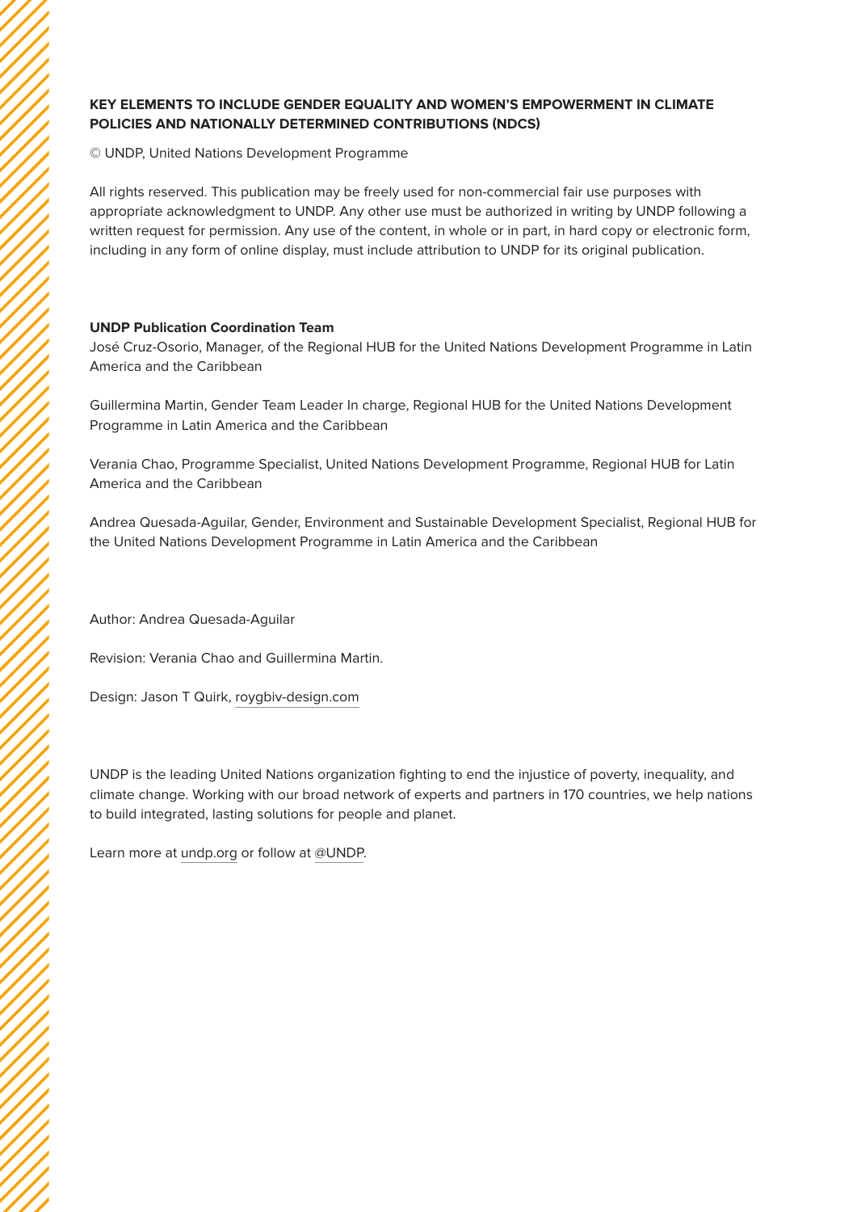**KEY ELEMENTS TO INCLUDE GENDER EQUALITY AND WOMEN'S EMPOWERMENT IN CLIMATE POLICIES AND NATIONALLY DETERMINED CONTRIBUTIONS (NDCS)**

© UNDP, United Nations Development Programme

All rights reserved. This publication may be freely used for non-commercial fair use purposes with appropriate acknowledgment to UNDP. Any other use must be authorized in writing by UNDP following a written request for permission. Any use of the content, in whole or in part, in hard copy or electronic form, including in any form of online display, must include attribution to UNDP for its original publication.

**UNDP Publication Coordination Team**

José Cruz-Osorio, Manager, of the Regional HUB for the United Nations Development Programme in Latin America and the Caribbean

Guillermina Martin, Gender Team Leader In charge, Regional HUB for the United Nations Development Programme in Latin America and the Caribbean

Verania Chao, Programme Specialist, United Nations Development Programme, Regional HUB for Latin America and the Caribbean

Andrea Quesada-Aguilar, Gender, Environment and Sustainable Development Specialist, Regional HUB for the United Nations Development Programme in Latin America and the Caribbean

Author: Andrea Quesada-Aguilar

Revision: Verania Chao and Guillermina Martin.

Design: Jason T Quirk, roygbiv-design.com

UNDP is the leading United Nations organization fighting to end the injustice of poverty, inequality, and climate change. Working with our broad network of experts and partners in 170 countries, we help nations to build integrated, lasting solutions for people and planet.

Learn more at undp.org or follow at @UNDP.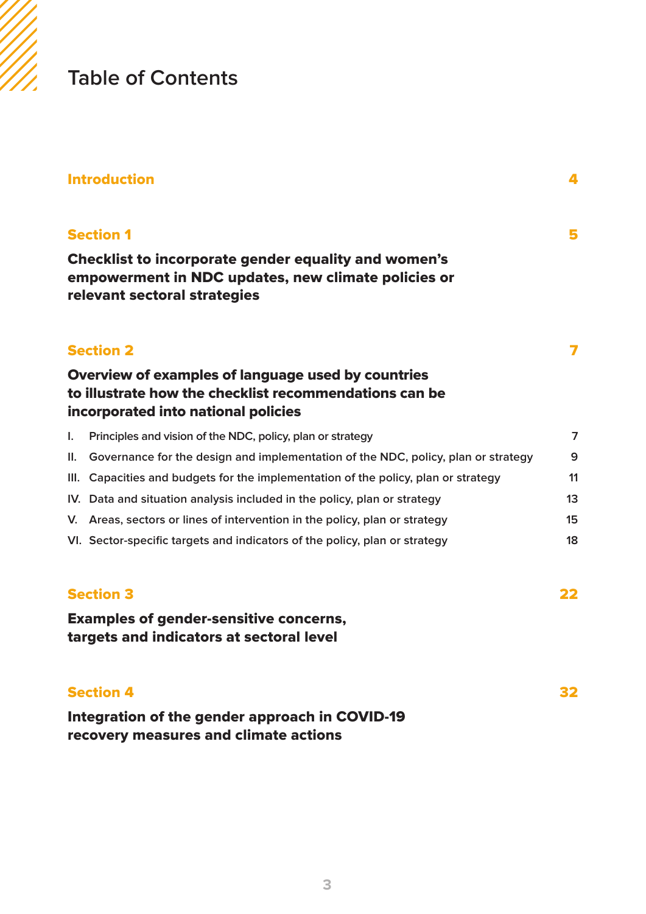# Table of Contents

| | |
|---|---|
| **Introduction** | **4** |
| **Section 1** | **5** |
| **Checklist to incorporate gender equality and women's empowerment in NDC updates, new climate policies or relevant sectoral strategies** | |
| **Section 2** | **7** |
| **Overview of examples of language used by countries to illustrate how the checklist recommendations can be incorporated into national policies** | |
| I. Principles and vision of the NDC, policy, plan or strategy | 7 |
| II. Governance for the design and implementation of the NDC, policy, plan or strategy | 9 |
| III. Capacities and budgets for the implementation of the policy, plan or strategy | 11 |
| IV. Data and situation analysis included in the policy, plan or strategy | 13 |
| V. Areas, sectors or lines of intervention in the policy, plan or strategy | 15 |
| VI. Sector-specific targets and indicators of the policy, plan or strategy | 18 |
| **Section 3** | **22** |
| **Examples of gender-sensitive concerns, targets and indicators at sectoral level** | |
| **Section 4** | **32** |
| **Integration of the gender approach in COVID-19 recovery measures and climate actions** | |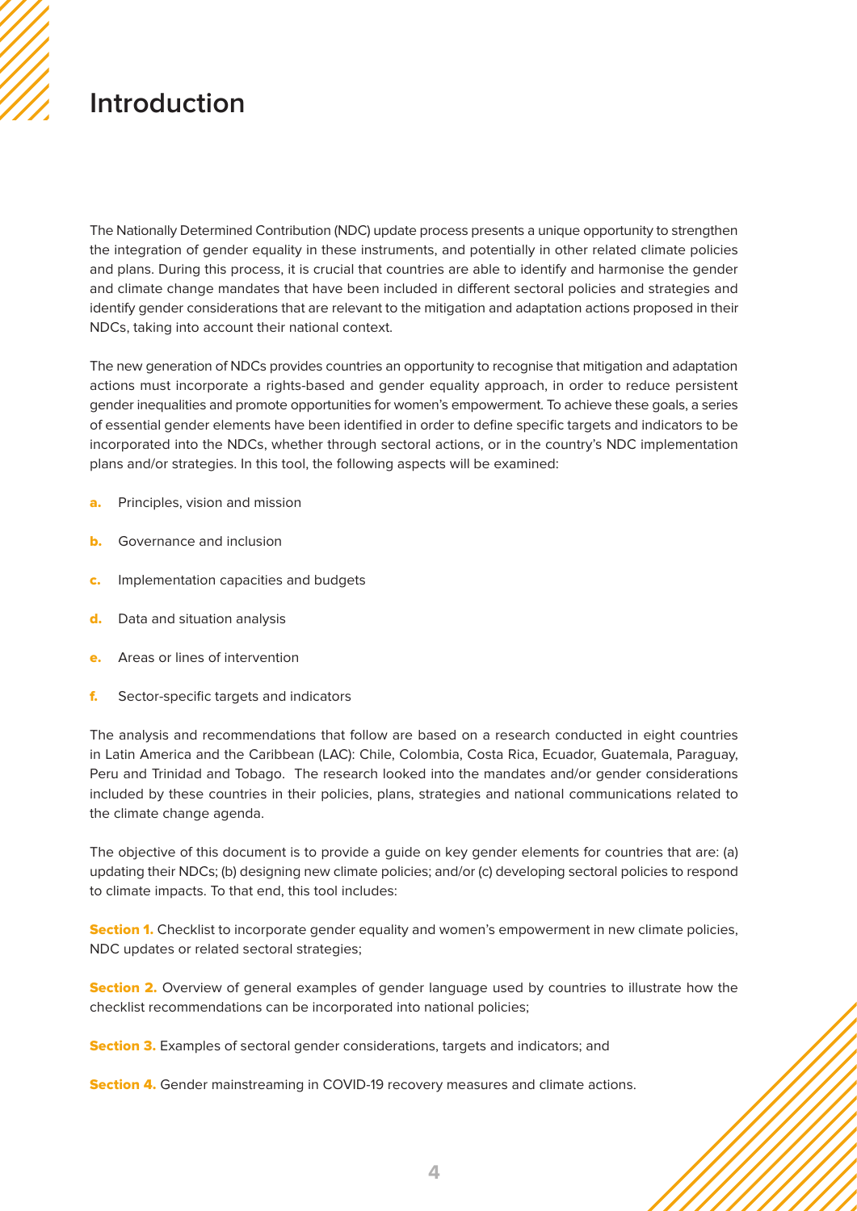# Introduction

The Nationally Determined Contribution (NDC) update process presents a unique opportunity to strengthen the integration of gender equality in these instruments, and potentially in other related climate policies and plans. During this process, it is crucial that countries are able to identify and harmonise the gender and climate change mandates that have been included in different sectoral policies and strategies and identify gender considerations that are relevant to the mitigation and adaptation actions proposed in their NDCs, taking into account their national context.

The new generation of NDCs provides countries an opportunity to recognise that mitigation and adaptation actions must incorporate a rights-based and gender equality approach, in order to reduce persistent gender inequalities and promote opportunities for women's empowerment. To achieve these goals, a series of essential gender elements have been identified in order to define specific targets and indicators to be incorporated into the NDCs, whether through sectoral actions, or in the country's NDC implementation plans and/or strategies. In this tool, the following aspects will be examined:

- **a.** Principles, vision and mission
- **b.** Governance and inclusion
- **c.** Implementation capacities and budgets
- **d.** Data and situation analysis
- **e.** Areas or lines of intervention
- **f.** Sector-specific targets and indicators

The analysis and recommendations that follow are based on a research conducted in eight countries in Latin America and the Caribbean (LAC): Chile, Colombia, Costa Rica, Ecuador, Guatemala, Paraguay, Peru and Trinidad and Tobago. The research looked into the mandates and/or gender considerations included by these countries in their policies, plans, strategies and national communications related to the climate change agenda.

The objective of this document is to provide a guide on key gender elements for countries that are: (a) updating their NDCs; (b) designing new climate policies; and/or (c) developing sectoral policies to respond to climate impacts. To that end, this tool includes:

**Section 1.** Checklist to incorporate gender equality and women's empowerment in new climate policies, NDC updates or related sectoral strategies;

**Section 2.** Overview of general examples of gender language used by countries to illustrate how the checklist recommendations can be incorporated into national policies;

**Section 3.** Examples of sectoral gender considerations, targets and indicators; and

**Section 4.** Gender mainstreaming in COVID-19 recovery measures and climate actions.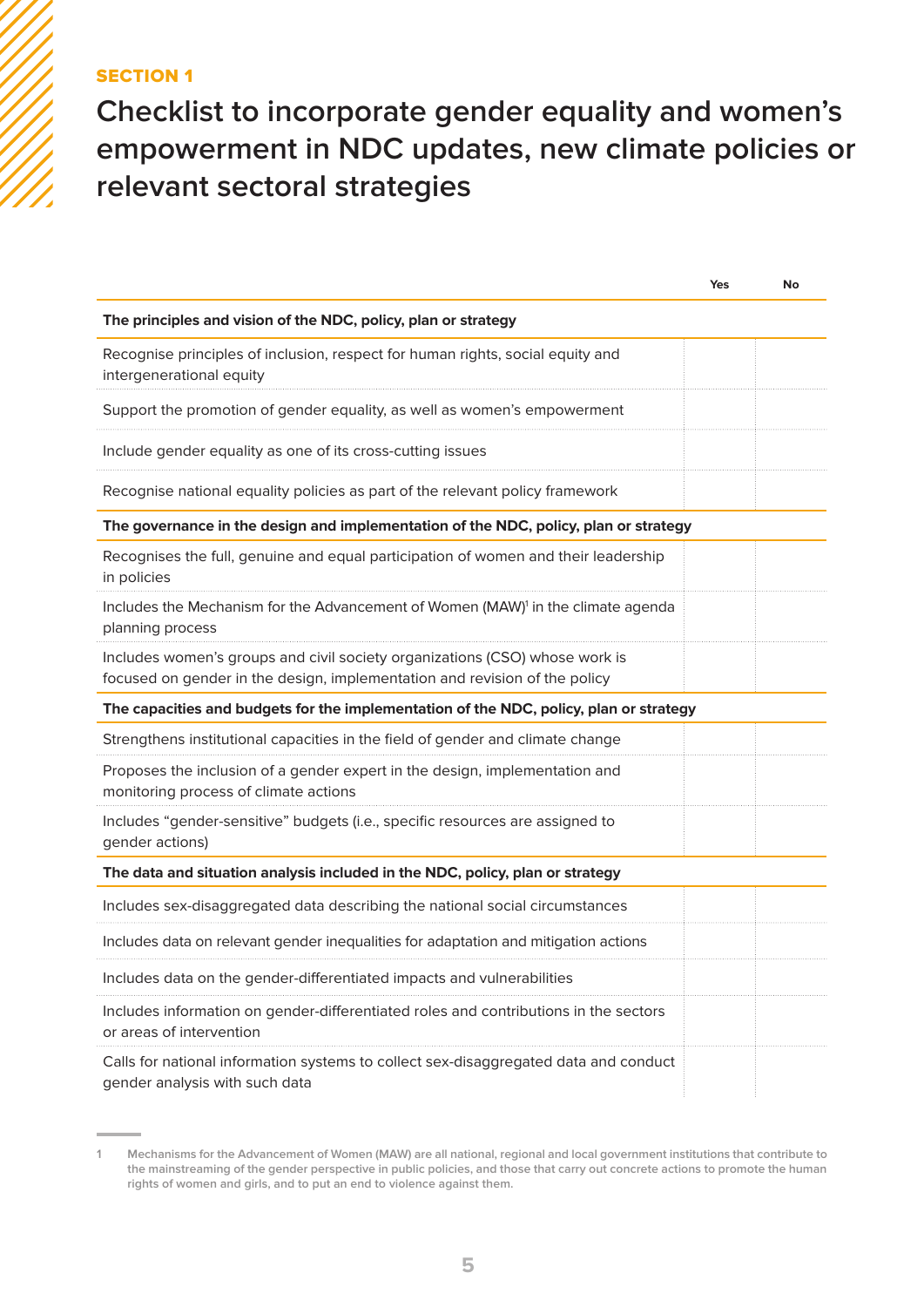SECTION 1

# Checklist to incorporate gender equality and women's empowerment in NDC updates, new climate policies or relevant sectoral strategies

| | Yes | No |
|---|---|---|
| **The principles and vision of the NDC, policy, plan or strategy** | | |
| Recognise principles of inclusion, respect for human rights, social equity and intergenerational equity | | |
| Support the promotion of gender equality, as well as women's empowerment | | |
| Include gender equality as one of its cross-cutting issues | | |
| Recognise national equality policies as part of the relevant policy framework | | |
| **The governance in the design and implementation of the NDC, policy, plan or strategy** | | |
| Recognises the full, genuine and equal participation of women and their leadership in policies | | |
| Includes the Mechanism for the Advancement of Women (MAW)[1] in the climate agenda planning process | | |
| Includes women's groups and civil society organizations (CSO) whose work is focused on gender in the design, implementation and revision of the policy | | |
| **The capacities and budgets for the implementation of the NDC, policy, plan or strategy** | | |
| Strengthens institutional capacities in the field of gender and climate change | | |
| Proposes the inclusion of a gender expert in the design, implementation and monitoring process of climate actions | | |
| Includes "gender-sensitive" budgets (i.e., specific resources are assigned to gender actions) | | |
| **The data and situation analysis included in the NDC, policy, plan or strategy** | | |
| Includes sex-disaggregated data describing the national social circumstances | | |
| Includes data on relevant gender inequalities for adaptation and mitigation actions | | |
| Includes data on the gender-differentiated impacts and vulnerabilities | | |
| Includes information on gender-differentiated roles and contributions in the sectors or areas of intervention | | |
| Calls for national information systems to collect sex-disaggregated data and conduct gender analysis with such data | | |

1 Mechanisms for the Advancement of Women (MAW) are all national, regional and local government institutions that contribute to the mainstreaming of the gender perspective in public policies, and those that carry out concrete actions to promote the human rights of women and girls, and to put an end to violence against them.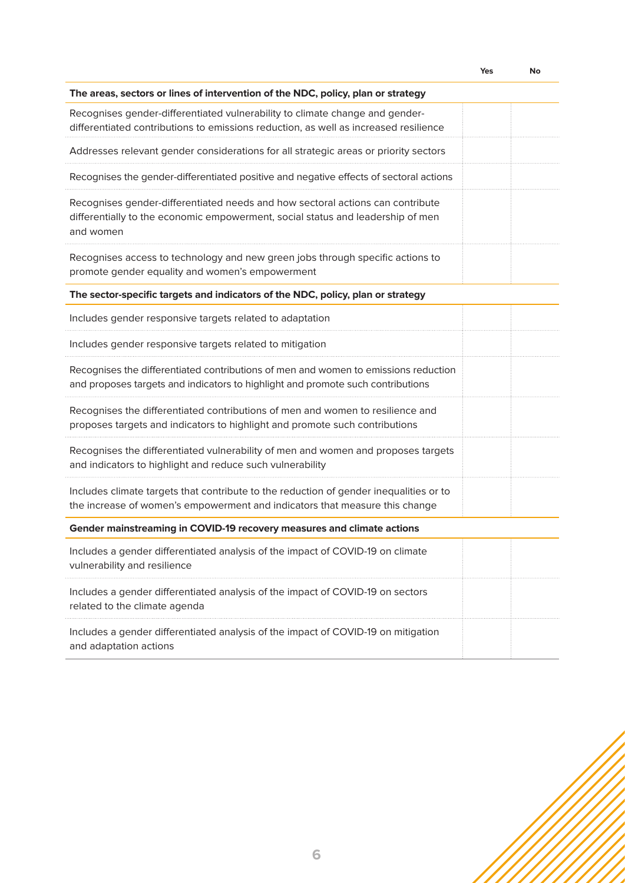| | Yes | No |
|---|---|---|
| **The areas, sectors or lines of intervention of the NDC, policy, plan or strategy** | | |
| Recognises gender-differentiated vulnerability to climate change and gender-differentiated contributions to emissions reduction, as well as increased resilience | | |
| Addresses relevant gender considerations for all strategic areas or priority sectors | | |
| Recognises the gender-differentiated positive and negative effects of sectoral actions | | |
| Recognises gender-differentiated needs and how sectoral actions can contribute differentially to the economic empowerment, social status and leadership of men and women | | |
| Recognises access to technology and new green jobs through specific actions to promote gender equality and women's empowerment | | |
| **The sector-specific targets and indicators of the NDC, policy, plan or strategy** | | |
| Includes gender responsive targets related to adaptation | | |
| Includes gender responsive targets related to mitigation | | |
| Recognises the differentiated contributions of men and women to emissions reduction and proposes targets and indicators to highlight and promote such contributions | | |
| Recognises the differentiated contributions of men and women to resilience and proposes targets and indicators to highlight and promote such contributions | | |
| Recognises the differentiated vulnerability of men and women and proposes targets and indicators to highlight and reduce such vulnerability | | |
| Includes climate targets that contribute to the reduction of gender inequalities or to the increase of women's empowerment and indicators that measure this change | | |
| **Gender mainstreaming in COVID-19 recovery measures and climate actions** | | |
| Includes a gender differentiated analysis of the impact of COVID-19 on climate vulnerability and resilience | | |
| Includes a gender differentiated analysis of the impact of COVID-19 on sectors related to the climate agenda | | |
| Includes a gender differentiated analysis of the impact of COVID-19 on mitigation and adaptation actions | | |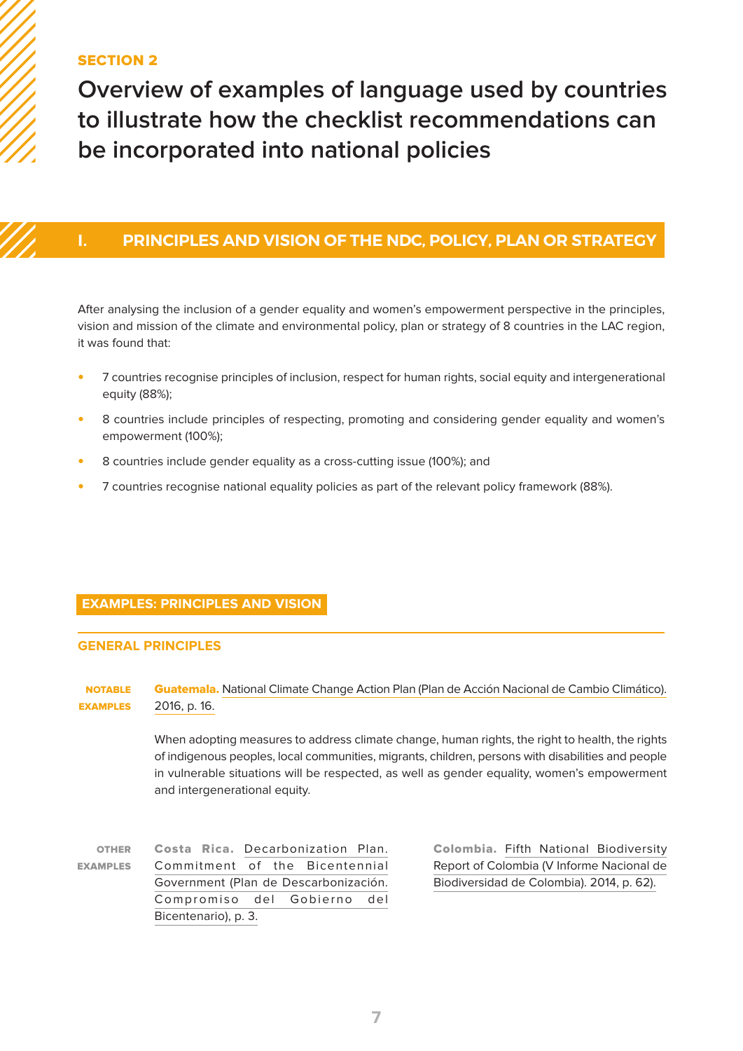**SECTION 2**

# Overview of examples of language used by countries to illustrate how the checklist recommendations can be incorporated into national policies

## I. PRINCIPLES AND VISION OF THE NDC, POLICY, PLAN OR STRATEGY

After analysing the inclusion of a gender equality and women's empowerment perspective in the principles, vision and mission of the climate and environmental policy, plan or strategy of 8 countries in the LAC region, it was found that:

- 7 countries recognise principles of inclusion, respect for human rights, social equity and intergenerational equity (88%);
- 8 countries include principles of respecting, promoting and considering gender equality and women's empowerment (100%);
- 8 countries include gender equality as a cross-cutting issue (100%); and
- 7 countries recognise national equality policies as part of the relevant policy framework (88%).

### EXAMPLES: PRINCIPLES AND VISION

#### GENERAL PRINCIPLES

**NOTABLE EXAMPLES**

**Guatemala.** National Climate Change Action Plan (Plan de Acción Nacional de Cambio Climático). 2016, p. 16.

When adopting measures to address climate change, human rights, the right to health, the rights of indigenous peoples, local communities, migrants, children, persons with disabilities and people in vulnerable situations will be respected, as well as gender equality, women's empowerment and intergenerational equity.

**OTHER EXAMPLES**

**Costa Rica.** Decarbonization Plan. Commitment of the Bicentennial Government (Plan de Descarbonización. Compromiso del Gobierno del Bicentenario), p. 3.

**Colombia.** Fifth National Biodiversity Report of Colombia (V Informe Nacional de Biodiversidad de Colombia). 2014, p. 62).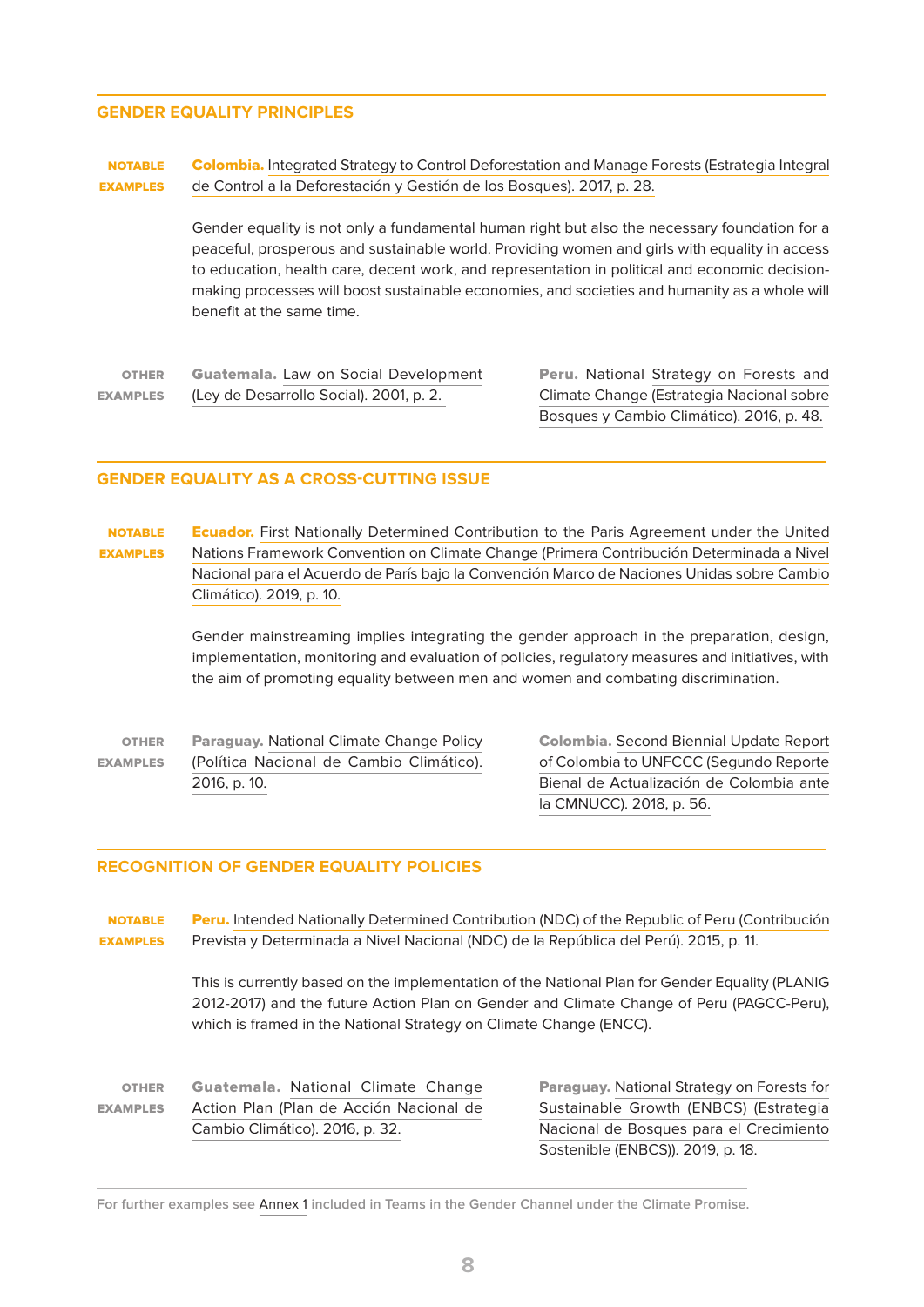## GENDER EQUALITY PRINCIPLES

**NOTABLE EXAMPLES**

**Colombia.** Integrated Strategy to Control Deforestation and Manage Forests (Estrategia Integral de Control a la Deforestación y Gestión de los Bosques). 2017, p. 28.

Gender equality is not only a fundamental human right but also the necessary foundation for a peaceful, prosperous and sustainable world. Providing women and girls with equality in access to education, health care, decent work, and representation in political and economic decision-making processes will boost sustainable economies, and societies and humanity as a whole will benefit at the same time.

**OTHER EXAMPLES**

**Guatemala.** Law on Social Development (Ley de Desarrollo Social). 2001, p. 2.

**Peru.** National Strategy on Forests and Climate Change (Estrategia Nacional sobre Bosques y Cambio Climático). 2016, p. 48.

## GENDER EQUALITY AS A CROSS-CUTTING ISSUE

**NOTABLE EXAMPLES**

**Ecuador.** First Nationally Determined Contribution to the Paris Agreement under the United Nations Framework Convention on Climate Change (Primera Contribución Determinada a Nivel Nacional para el Acuerdo de París bajo la Convención Marco de Naciones Unidas sobre Cambio Climático). 2019, p. 10.

Gender mainstreaming implies integrating the gender approach in the preparation, design, implementation, monitoring and evaluation of policies, regulatory measures and initiatives, with the aim of promoting equality between men and women and combating discrimination.

**OTHER EXAMPLES**

**Paraguay.** National Climate Change Policy (Política Nacional de Cambio Climático). 2016, p. 10.

**Colombia.** Second Biennial Update Report of Colombia to UNFCCC (Segundo Reporte Bienal de Actualización de Colombia ante la CMNUCC). 2018, p. 56.

## RECOGNITION OF GENDER EQUALITY POLICIES

**NOTABLE EXAMPLES**

**Peru.** Intended Nationally Determined Contribution (NDC) of the Republic of Peru (Contribución Prevista y Determinada a Nivel Nacional (NDC) de la República del Perú). 2015, p. 11.

This is currently based on the implementation of the National Plan for Gender Equality (PLANIG 2012-2017) and the future Action Plan on Gender and Climate Change of Peru (PAGCC-Peru), which is framed in the National Strategy on Climate Change (ENCC).

**OTHER EXAMPLES**

**Guatemala.** National Climate Change Action Plan (Plan de Acción Nacional de Cambio Climático). 2016, p. 32.

**Paraguay.** National Strategy on Forests for Sustainable Growth (ENBCS) (Estrategia Nacional de Bosques para el Crecimiento Sostenible (ENBCS)). 2019, p. 18.

For further examples see Annex 1 included in Teams in the Gender Channel under the Climate Promise.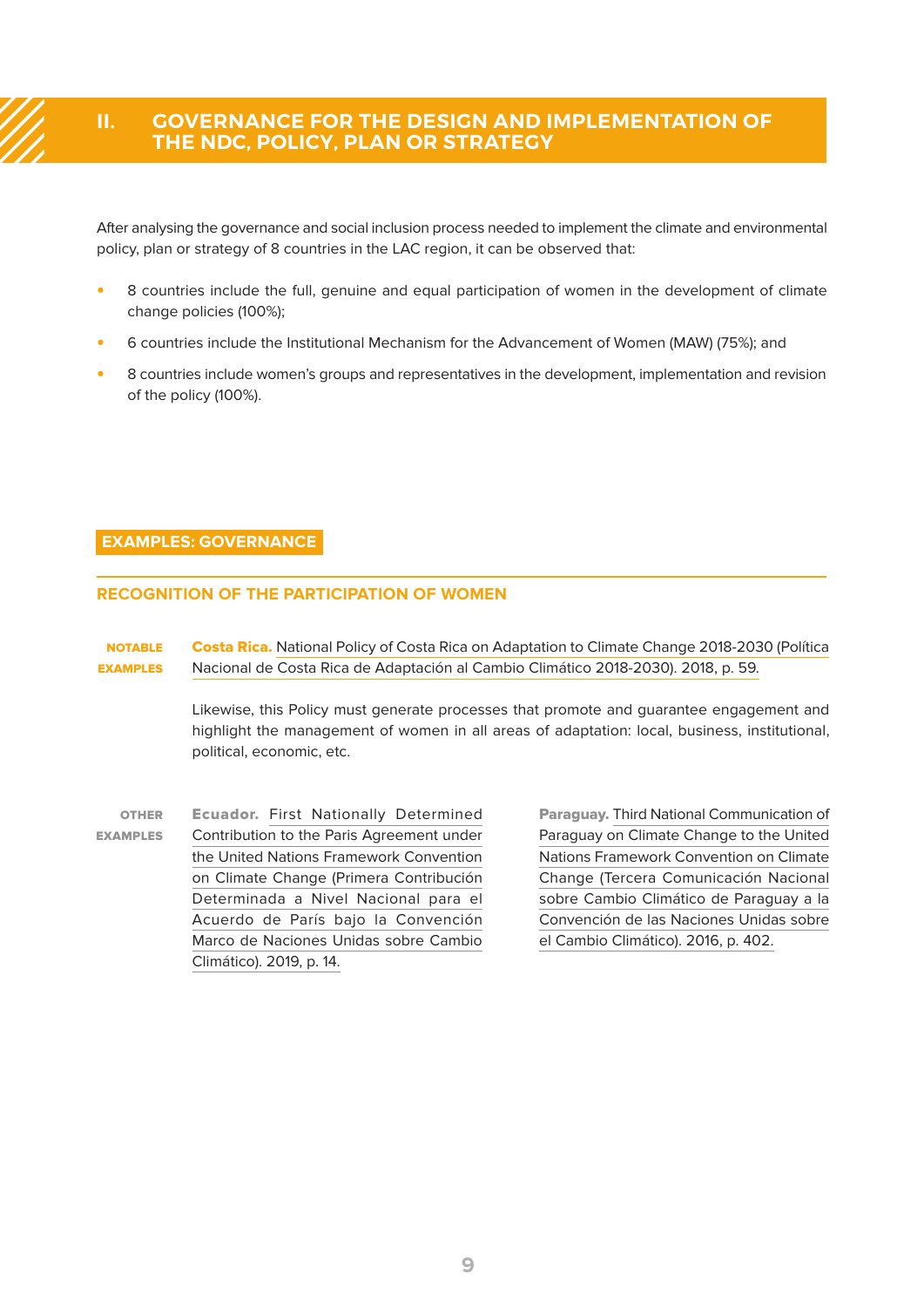## II. GOVERNANCE FOR THE DESIGN AND IMPLEMENTATION OF THE NDC, POLICY, PLAN OR STRATEGY

After analysing the governance and social inclusion process needed to implement the climate and environmental policy, plan or strategy of 8 countries in the LAC region, it can be observed that:

- 8 countries include the full, genuine and equal participation of women in the development of climate change policies (100%);
- 6 countries include the Institutional Mechanism for the Advancement of Women (MAW) (75%); and
- 8 countries include women's groups and representatives in the development, implementation and revision of the policy (100%).

### EXAMPLES: GOVERNANCE

#### RECOGNITION OF THE PARTICIPATION OF WOMEN

**NOTABLE EXAMPLES**

**Costa Rica.** National Policy of Costa Rica on Adaptation to Climate Change 2018-2030 (Política Nacional de Costa Rica de Adaptación al Cambio Climático 2018-2030). 2018, p. 59.

Likewise, this Policy must generate processes that promote and guarantee engagement and highlight the management of women in all areas of adaptation: local, business, institutional, political, economic, etc.

**OTHER EXAMPLES**

**Ecuador.** First Nationally Determined Contribution to the Paris Agreement under the United Nations Framework Convention on Climate Change (Primera Contribución Determinada a Nivel Nacional para el Acuerdo de París bajo la Convención Marco de Naciones Unidas sobre Cambio Climático). 2019, p. 14.

**Paraguay.** Third National Communication of Paraguay on Climate Change to the United Nations Framework Convention on Climate Change (Tercera Comunicación Nacional sobre Cambio Climático de Paraguay a la Convención de las Naciones Unidas sobre el Cambio Climático). 2016, p. 402.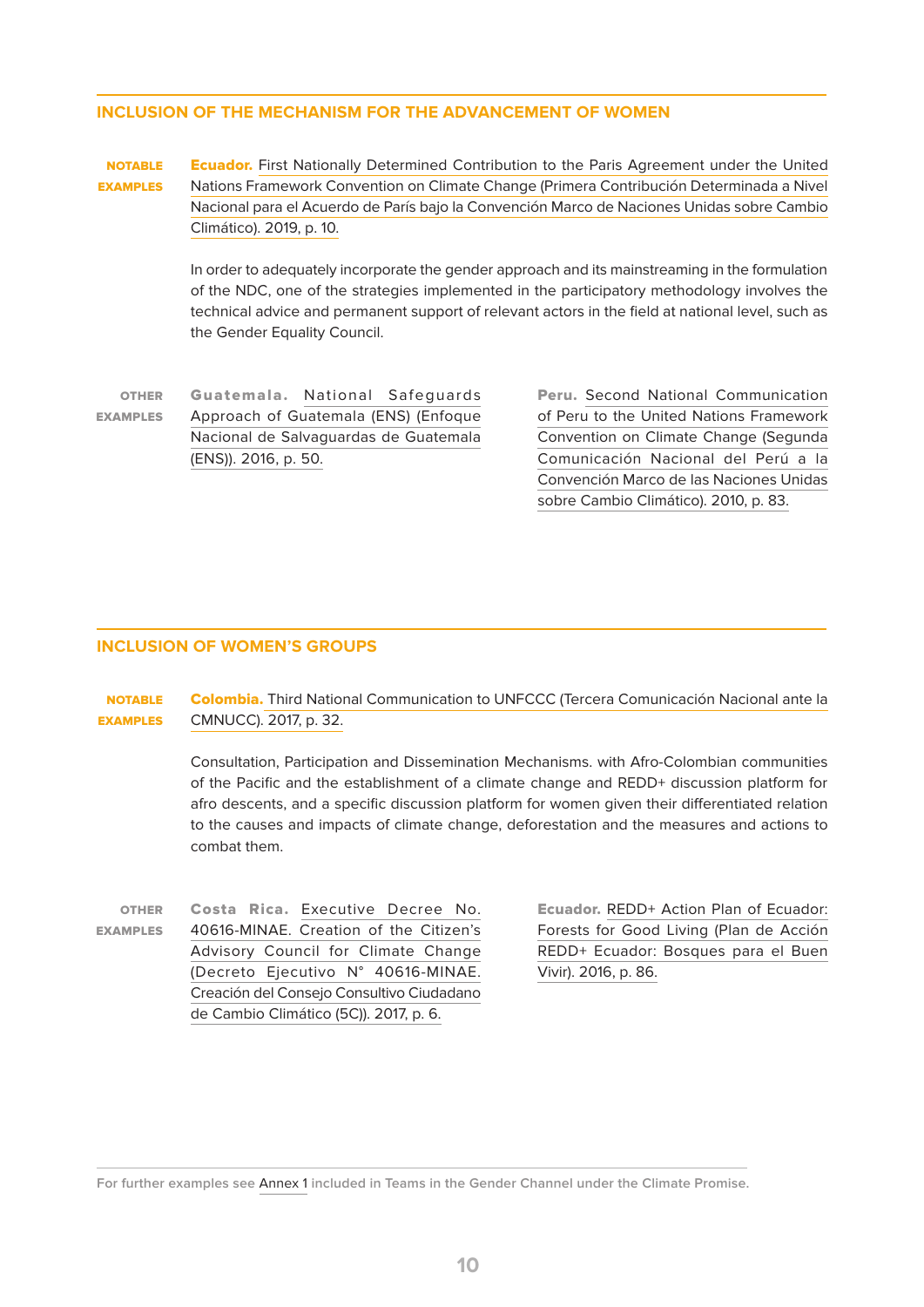## INCLUSION OF THE MECHANISM FOR THE ADVANCEMENT OF WOMEN

**NOTABLE EXAMPLES**

**Ecuador.** First Nationally Determined Contribution to the Paris Agreement under the United Nations Framework Convention on Climate Change (Primera Contribución Determinada a Nivel Nacional para el Acuerdo de París bajo la Convención Marco de Naciones Unidas sobre Cambio Climático). 2019, p. 10.

In order to adequately incorporate the gender approach and its mainstreaming in the formulation of the NDC, one of the strategies implemented in the participatory methodology involves the technical advice and permanent support of relevant actors in the field at national level, such as the Gender Equality Council.

**OTHER EXAMPLES**

**Guatemala.** National Safeguards Approach of Guatemala (ENS) (Enfoque Nacional de Salvaguardas de Guatemala (ENS)). 2016, p. 50.

**Peru.** Second National Communication of Peru to the United Nations Framework Convention on Climate Change (Segunda Comunicación Nacional del Perú a la Convención Marco de las Naciones Unidas sobre Cambio Climático). 2010, p. 83.

## INCLUSION OF WOMEN'S GROUPS

**NOTABLE EXAMPLES**

**Colombia.** Third National Communication to UNFCCC (Tercera Comunicación Nacional ante la CMNUCC). 2017, p. 32.

Consultation, Participation and Dissemination Mechanisms. with Afro-Colombian communities of the Pacific and the establishment of a climate change and REDD+ discussion platform for afro descents, and a specific discussion platform for women given their differentiated relation to the causes and impacts of climate change, deforestation and the measures and actions to combat them.

**OTHER EXAMPLES**

**Costa Rica.** Executive Decree No. 40616-MINAE. Creation of the Citizen's Advisory Council for Climate Change (Decreto Ejecutivo N° 40616-MINAE. Creación del Consejo Consultivo Ciudadano de Cambio Climático (5C)). 2017, p. 6.

**Ecuador.** REDD+ Action Plan of Ecuador: Forests for Good Living (Plan de Acción REDD+ Ecuador: Bosques para el Buen Vivir). 2016, p. 86.

For further examples see Annex 1 included in Teams in the Gender Channel under the Climate Promise.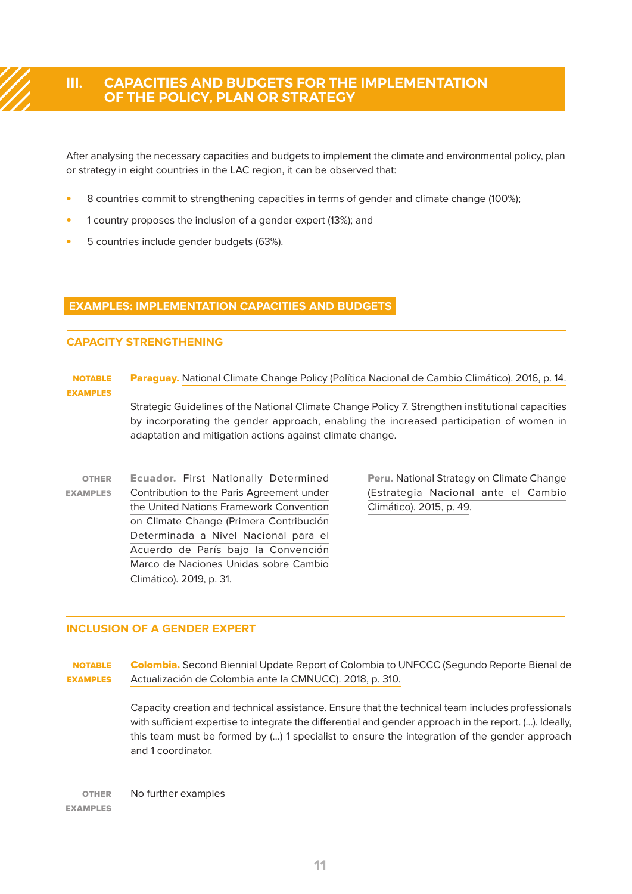## III. CAPACITIES AND BUDGETS FOR THE IMPLEMENTATION OF THE POLICY, PLAN OR STRATEGY

After analysing the necessary capacities and budgets to implement the climate and environmental policy, plan or strategy in eight countries in the LAC region, it can be observed that:

- 8 countries commit to strengthening capacities in terms of gender and climate change (100%);
- 1 country proposes the inclusion of a gender expert (13%); and
- 5 countries include gender budgets (63%).

### EXAMPLES: IMPLEMENTATION CAPACITIES AND BUDGETS

#### CAPACITY STRENGTHENING

**NOTABLE EXAMPLES**

**Paraguay.** National Climate Change Policy (Política Nacional de Cambio Climático). 2016, p. 14.

Strategic Guidelines of the National Climate Change Policy 7. Strengthen institutional capacities by incorporating the gender approach, enabling the increased participation of women in adaptation and mitigation actions against climate change.

**OTHER EXAMPLES**

**Ecuador.** First Nationally Determined Contribution to the Paris Agreement under the United Nations Framework Convention on Climate Change (Primera Contribución Determinada a Nivel Nacional para el Acuerdo de París bajo la Convención Marco de Naciones Unidas sobre Cambio Climático). 2019, p. 31.

**Peru.** National Strategy on Climate Change (Estrategia Nacional ante el Cambio Climático). 2015, p. 49.

#### INCLUSION OF A GENDER EXPERT

**NOTABLE EXAMPLES**

**Colombia.** Second Biennial Update Report of Colombia to UNFCCC (Segundo Reporte Bienal de Actualización de Colombia ante la CMNUCC). 2018, p. 310.

Capacity creation and technical assistance. Ensure that the technical team includes professionals with sufficient expertise to integrate the differential and gender approach in the report. (...). Ideally, this team must be formed by (...) 1 specialist to ensure the integration of the gender approach and 1 coordinator.

**OTHER EXAMPLES**

No further examples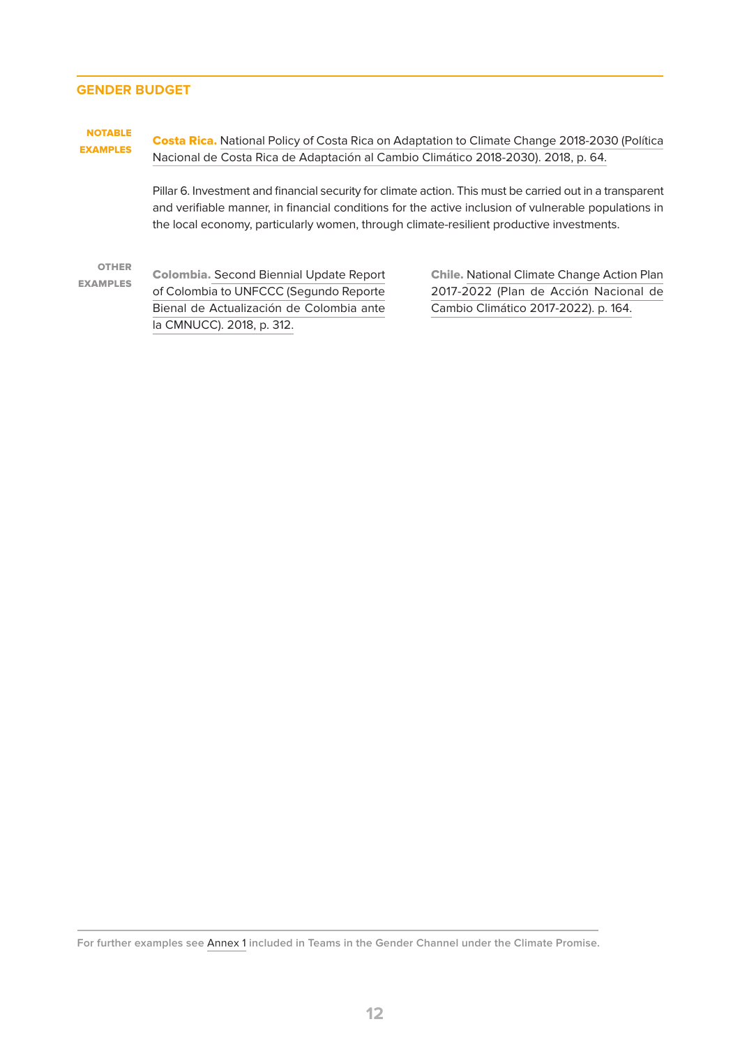## GENDER BUDGET

**NOTABLE EXAMPLES**

**Costa Rica.** National Policy of Costa Rica on Adaptation to Climate Change 2018-2030 (Política Nacional de Costa Rica de Adaptación al Cambio Climático 2018-2030). 2018, p. 64.

Pillar 6. Investment and financial security for climate action. This must be carried out in a transparent and verifiable manner, in financial conditions for the active inclusion of vulnerable populations in the local economy, particularly women, through climate-resilient productive investments.

**OTHER EXAMPLES**

**Colombia.** Second Biennial Update Report of Colombia to UNFCCC (Segundo Reporte Bienal de Actualización de Colombia ante la CMNUCC). 2018, p. 312.

**Chile.** National Climate Change Action Plan 2017-2022 (Plan de Acción Nacional de Cambio Climático 2017-2022). p. 164.

For further examples see Annex 1 included in Teams in the Gender Channel under the Climate Promise.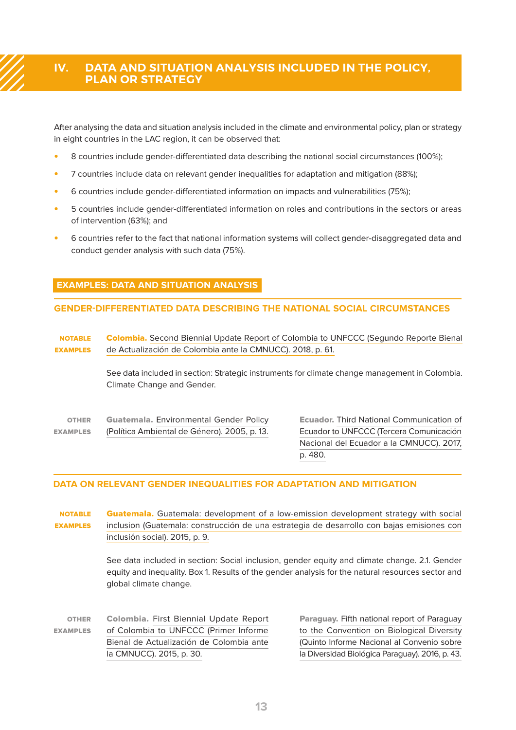# IV. DATA AND SITUATION ANALYSIS INCLUDED IN THE POLICY, PLAN OR STRATEGY

After analysing the data and situation analysis included in the climate and environmental policy, plan or strategy in eight countries in the LAC region, it can be observed that:

- 8 countries include gender-differentiated data describing the national social circumstances (100%);
- 7 countries include data on relevant gender inequalities for adaptation and mitigation (88%);
- 6 countries include gender-differentiated information on impacts and vulnerabilities (75%);
- 5 countries include gender-differentiated information on roles and contributions in the sectors or areas of intervention (63%); and
- 6 countries refer to the fact that national information systems will collect gender-disaggregated data and conduct gender analysis with such data (75%).

## EXAMPLES: DATA AND SITUATION ANALYSIS

### GENDER-DIFFERENTIATED DATA DESCRIBING THE NATIONAL SOCIAL CIRCUMSTANCES

**NOTABLE EXAMPLES**

**Colombia.** Second Biennial Update Report of Colombia to UNFCCC (Segundo Reporte Bienal de Actualización de Colombia ante la CMNUCC). 2018, p. 61.

See data included in section: Strategic instruments for climate change management in Colombia. Climate Change and Gender.

**OTHER EXAMPLES**

**Guatemala.** Environmental Gender Policy (Política Ambiental de Género). 2005, p. 13.

**Ecuador.** Third National Communication of Ecuador to UNFCCC (Tercera Comunicación Nacional del Ecuador a la CMNUCC). 2017, p. 480.

### DATA ON RELEVANT GENDER INEQUALITIES FOR ADAPTATION AND MITIGATION

**NOTABLE EXAMPLES**

**Guatemala.** Guatemala: development of a low-emission development strategy with social inclusion (Guatemala: construcción de una estrategia de desarrollo con bajas emisiones con inclusión social). 2015, p. 9.

See data included in section: Social inclusion, gender equity and climate change. 2.1. Gender equity and inequality. Box 1. Results of the gender analysis for the natural resources sector and global climate change.

**OTHER EXAMPLES**

**Colombia.** First Biennial Update Report of Colombia to UNFCCC (Primer Informe Bienal de Actualización de Colombia ante la CMNUCC). 2015, p. 30.

**Paraguay.** Fifth national report of Paraguay to the Convention on Biological Diversity (Quinto Informe Nacional al Convenio sobre la Diversidad Biológica Paraguay). 2016, p. 43.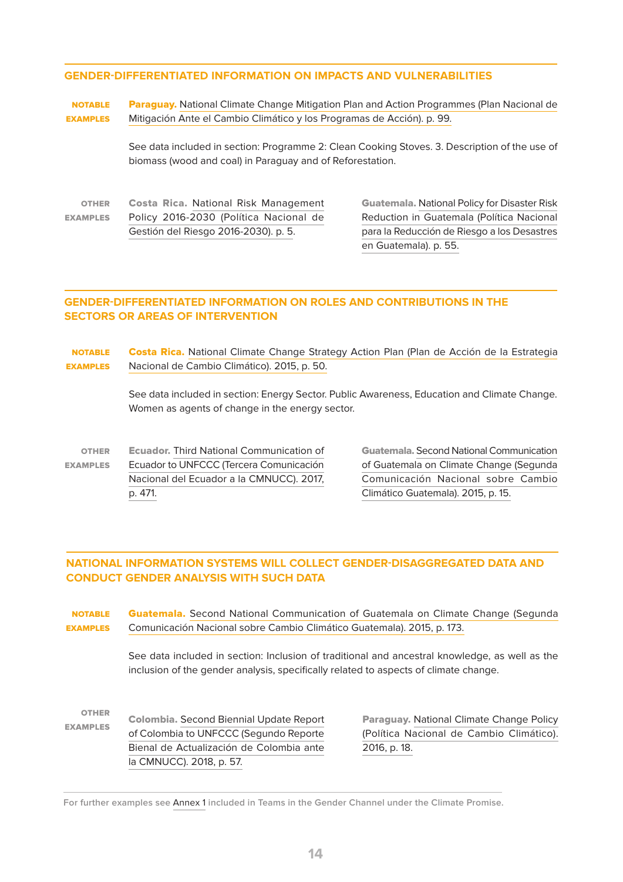## GENDER-DIFFERENTIATED INFORMATION ON IMPACTS AND VULNERABILITIES

**NOTABLE EXAMPLES**

**Paraguay.** National Climate Change Mitigation Plan and Action Programmes (Plan Nacional de Mitigación Ante el Cambio Climático y los Programas de Acción). p. 99.

See data included in section: Programme 2: Clean Cooking Stoves. 3. Description of the use of biomass (wood and coal) in Paraguay and of Reforestation.

**OTHER EXAMPLES**

**Costa Rica.** National Risk Management Policy 2016-2030 (Política Nacional de Gestión del Riesgo 2016-2030). p. 5.

**Guatemala.** National Policy for Disaster Risk Reduction in Guatemala (Política Nacional para la Reducción de Riesgo a los Desastres en Guatemala). p. 55.

## GENDER-DIFFERENTIATED INFORMATION ON ROLES AND CONTRIBUTIONS IN THE SECTORS OR AREAS OF INTERVENTION

**NOTABLE EXAMPLES**

**Costa Rica.** National Climate Change Strategy Action Plan (Plan de Acción de la Estrategia Nacional de Cambio Climático). 2015, p. 50.

See data included in section: Energy Sector. Public Awareness, Education and Climate Change. Women as agents of change in the energy sector.

**OTHER EXAMPLES**

**Ecuador.** Third National Communication of Ecuador to UNFCCC (Tercera Comunicación Nacional del Ecuador a la CMNUCC). 2017, p. 471.

**Guatemala.** Second National Communication of Guatemala on Climate Change (Segunda Comunicación Nacional sobre Cambio Climático Guatemala). 2015, p. 15.

## NATIONAL INFORMATION SYSTEMS WILL COLLECT GENDER-DISAGGREGATED DATA AND CONDUCT GENDER ANALYSIS WITH SUCH DATA

**NOTABLE EXAMPLES**

**Guatemala.** Second National Communication of Guatemala on Climate Change (Segunda Comunicación Nacional sobre Cambio Climático Guatemala). 2015, p. 173.

See data included in section: Inclusion of traditional and ancestral knowledge, as well as the inclusion of the gender analysis, specifically related to aspects of climate change.

**OTHER EXAMPLES**

**Colombia.** Second Biennial Update Report of Colombia to UNFCCC (Segundo Reporte Bienal de Actualización de Colombia ante la CMNUCC). 2018, p. 57.

**Paraguay.** National Climate Change Policy (Política Nacional de Cambio Climático). 2016, p. 18.

For further examples see Annex 1 included in Teams in the Gender Channel under the Climate Promise.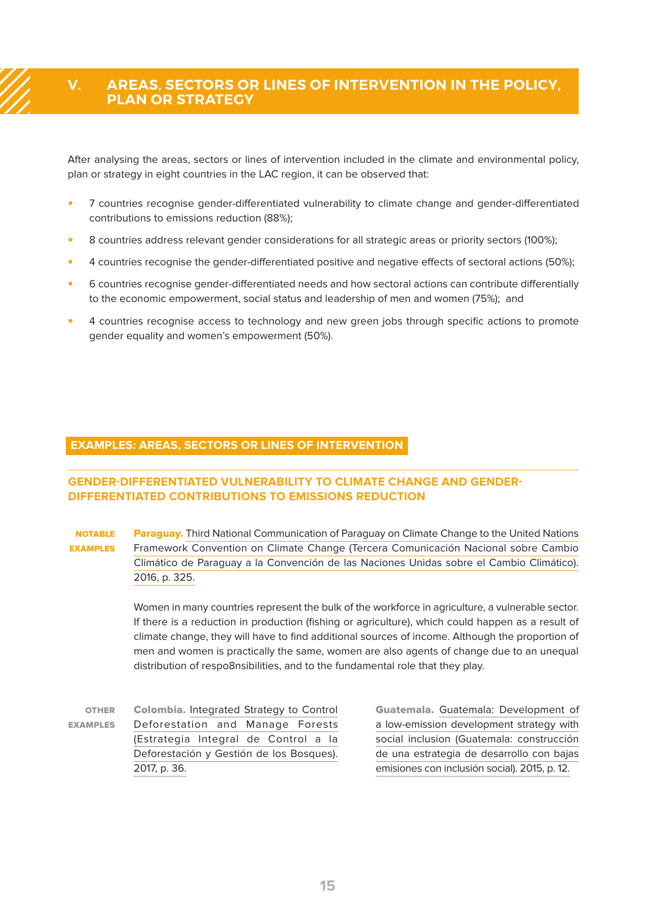# V. AREAS, SECTORS OR LINES OF INTERVENTION IN THE POLICY, PLAN OR STRATEGY

After analysing the areas, sectors or lines of intervention included in the climate and environmental policy, plan or strategy in eight countries in the LAC region, it can be observed that:

- 7 countries recognise gender-differentiated vulnerability to climate change and gender-differentiated contributions to emissions reduction (88%);
- 8 countries address relevant gender considerations for all strategic areas or priority sectors (100%);
- 4 countries recognise the gender-differentiated positive and negative effects of sectoral actions (50%);
- 6 countries recognise gender-differentiated needs and how sectoral actions can contribute differentially to the economic empowerment, social status and leadership of men and women (75%); and
- 4 countries recognise access to technology and new green jobs through specific actions to promote gender equality and women's empowerment (50%).

## EXAMPLES: AREAS, SECTORS OR LINES OF INTERVENTION

### GENDER-DIFFERENTIATED VULNERABILITY TO CLIMATE CHANGE AND GENDER-DIFFERENTIATED CONTRIBUTIONS TO EMISSIONS REDUCTION

**NOTABLE EXAMPLES**

**Paraguay.** Third National Communication of Paraguay on Climate Change to the United Nations Framework Convention on Climate Change (Tercera Comunicación Nacional sobre Cambio Climático de Paraguay a la Convención de las Naciones Unidas sobre el Cambio Climático). 2016, p. 325.

Women in many countries represent the bulk of the workforce in agriculture, a vulnerable sector. If there is a reduction in production (fishing or agriculture), which could happen as a result of climate change, they will have to find additional sources of income. Although the proportion of men and women is practically the same, women are also agents of change due to an unequal distribution of respo8nsibilities, and to the fundamental role that they play.

**OTHER EXAMPLES**

**Colombia.** Integrated Strategy to Control Deforestation and Manage Forests (Estrategia Integral de Control a la Deforestación y Gestión de los Bosques). 2017, p. 36.

**Guatemala.** Guatemala: Development of a low-emission development strategy with social inclusion (Guatemala: construcción de una estrategia de desarrollo con bajas emisiones con inclusión social). 2015, p. 12.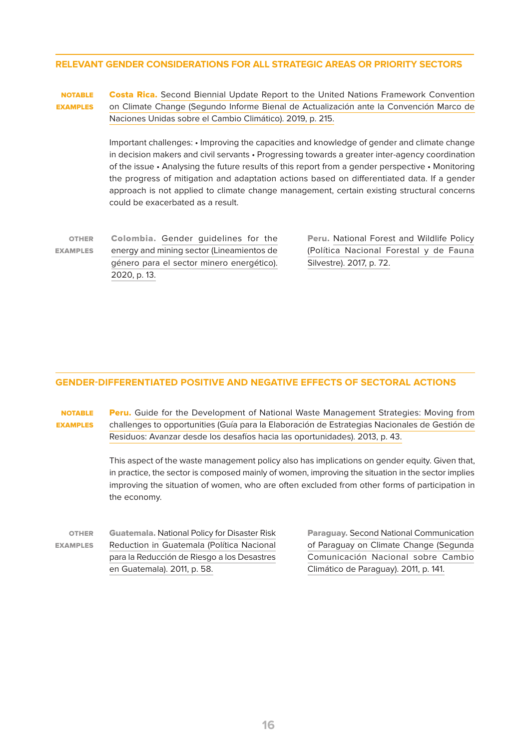## RELEVANT GENDER CONSIDERATIONS FOR ALL STRATEGIC AREAS OR PRIORITY SECTORS

**NOTABLE EXAMPLES**

**Costa Rica.** Second Biennial Update Report to the United Nations Framework Convention on Climate Change (Segundo Informe Bienal de Actualización ante la Convención Marco de Naciones Unidas sobre el Cambio Climático). 2019, p. 215.

Important challenges: • Improving the capacities and knowledge of gender and climate change in decision makers and civil servants • Progressing towards a greater inter-agency coordination of the issue • Analysing the future results of this report from a gender perspective • Monitoring the progress of mitigation and adaptation actions based on differentiated data. If a gender approach is not applied to climate change management, certain existing structural concerns could be exacerbated as a result.

**OTHER EXAMPLES**

**Colombia.** Gender guidelines for the energy and mining sector (Lineamientos de género para el sector minero energético). 2020, p. 13.

**Peru.** National Forest and Wildlife Policy (Política Nacional Forestal y de Fauna Silvestre). 2017, p. 72.

## GENDER-DIFFERENTIATED POSITIVE AND NEGATIVE EFFECTS OF SECTORAL ACTIONS

**NOTABLE EXAMPLES**

**Peru.** Guide for the Development of National Waste Management Strategies: Moving from challenges to opportunities (Guía para la Elaboración de Estrategias Nacionales de Gestión de Residuos: Avanzar desde los desafíos hacia las oportunidades). 2013, p. 43.

This aspect of the waste management policy also has implications on gender equity. Given that, in practice, the sector is composed mainly of women, improving the situation in the sector implies improving the situation of women, who are often excluded from other forms of participation in the economy.

**OTHER EXAMPLES**

**Guatemala.** National Policy for Disaster Risk Reduction in Guatemala (Política Nacional para la Reducción de Riesgo a los Desastres en Guatemala). 2011, p. 58.

**Paraguay.** Second National Communication of Paraguay on Climate Change (Segunda Comunicación Nacional sobre Cambio Climático de Paraguay). 2011, p. 141.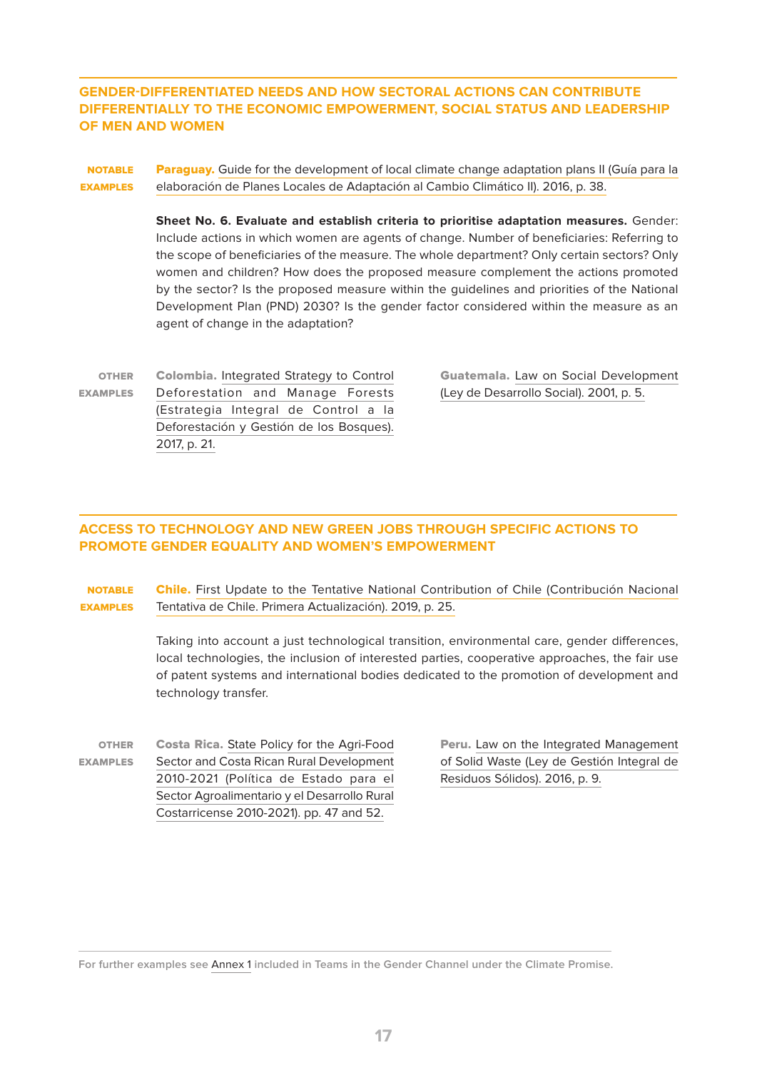## GENDER-DIFFERENTIATED NEEDS AND HOW SECTORAL ACTIONS CAN CONTRIBUTE DIFFERENTIALLY TO THE ECONOMIC EMPOWERMENT, SOCIAL STATUS AND LEADERSHIP OF MEN AND WOMEN

**NOTABLE EXAMPLES**

**Paraguay.** Guide for the development of local climate change adaptation plans II (Guía para la elaboración de Planes Locales de Adaptación al Cambio Climático II). 2016, p. 38.

**Sheet No. 6. Evaluate and establish criteria to prioritise adaptation measures.** Gender: Include actions in which women are agents of change. Number of beneficiaries: Referring to the scope of beneficiaries of the measure. The whole department? Only certain sectors? Only women and children? How does the proposed measure complement the actions promoted by the sector? Is the proposed measure within the guidelines and priorities of the National Development Plan (PND) 2030? Is the gender factor considered within the measure as an agent of change in the adaptation?

**OTHER EXAMPLES**

**Colombia.** Integrated Strategy to Control Deforestation and Manage Forests (Estrategia Integral de Control a la Deforestación y Gestión de los Bosques). 2017, p. 21.

**Guatemala.** Law on Social Development (Ley de Desarrollo Social). 2001, p. 5.

## ACCESS TO TECHNOLOGY AND NEW GREEN JOBS THROUGH SPECIFIC ACTIONS TO PROMOTE GENDER EQUALITY AND WOMEN'S EMPOWERMENT

**NOTABLE EXAMPLES**

**Chile.** First Update to the Tentative National Contribution of Chile (Contribución Nacional Tentativa de Chile. Primera Actualización). 2019, p. 25.

Taking into account a just technological transition, environmental care, gender differences, local technologies, the inclusion of interested parties, cooperative approaches, the fair use of patent systems and international bodies dedicated to the promotion of development and technology transfer.

**OTHER EXAMPLES**

**Costa Rica.** State Policy for the Agri-Food Sector and Costa Rican Rural Development 2010-2021 (Política de Estado para el Sector Agroalimentario y el Desarrollo Rural Costarricense 2010-2021). pp. 47 and 52.

**Peru.** Law on the Integrated Management of Solid Waste (Ley de Gestión Integral de Residuos Sólidos). 2016, p. 9.

For further examples see Annex 1 included in Teams in the Gender Channel under the Climate Promise.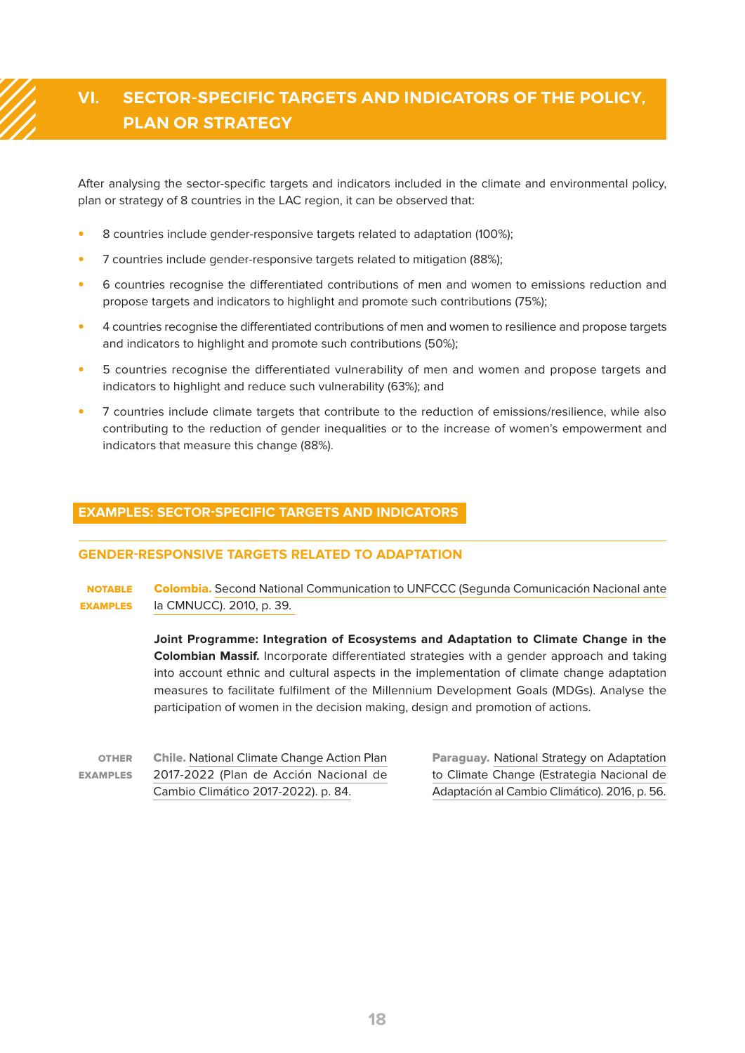# VI. SECTOR-SPECIFIC TARGETS AND INDICATORS OF THE POLICY, PLAN OR STRATEGY

After analysing the sector-specific targets and indicators included in the climate and environmental policy, plan or strategy of 8 countries in the LAC region, it can be observed that:

- 8 countries include gender-responsive targets related to adaptation (100%);
- 7 countries include gender-responsive targets related to mitigation (88%);
- 6 countries recognise the differentiated contributions of men and women to emissions reduction and propose targets and indicators to highlight and promote such contributions (75%);
- 4 countries recognise the differentiated contributions of men and women to resilience and propose targets and indicators to highlight and promote such contributions (50%);
- 5 countries recognise the differentiated vulnerability of men and women and propose targets and indicators to highlight and reduce such vulnerability (63%); and
- 7 countries include climate targets that contribute to the reduction of emissions/resilience, while also contributing to the reduction of gender inequalities or to the increase of women's empowerment and indicators that measure this change (88%).

## EXAMPLES: SECTOR-SPECIFIC TARGETS AND INDICATORS

### GENDER-RESPONSIVE TARGETS RELATED TO ADAPTATION

**NOTABLE EXAMPLES**

**Colombia.** Second National Communication to UNFCCC (Segunda Comunicación Nacional ante la CMNUCC). 2010, p. 39.

**Joint Programme: Integration of Ecosystems and Adaptation to Climate Change in the Colombian Massif.** Incorporate differentiated strategies with a gender approach and taking into account ethnic and cultural aspects in the implementation of climate change adaptation measures to facilitate fulfilment of the Millennium Development Goals (MDGs). Analyse the participation of women in the decision making, design and promotion of actions.

**OTHER EXAMPLES**

**Chile.** National Climate Change Action Plan 2017-2022 (Plan de Acción Nacional de Cambio Climático 2017-2022). p. 84.

**Paraguay.** National Strategy on Adaptation to Climate Change (Estrategia Nacional de Adaptación al Cambio Climático). 2016, p. 56.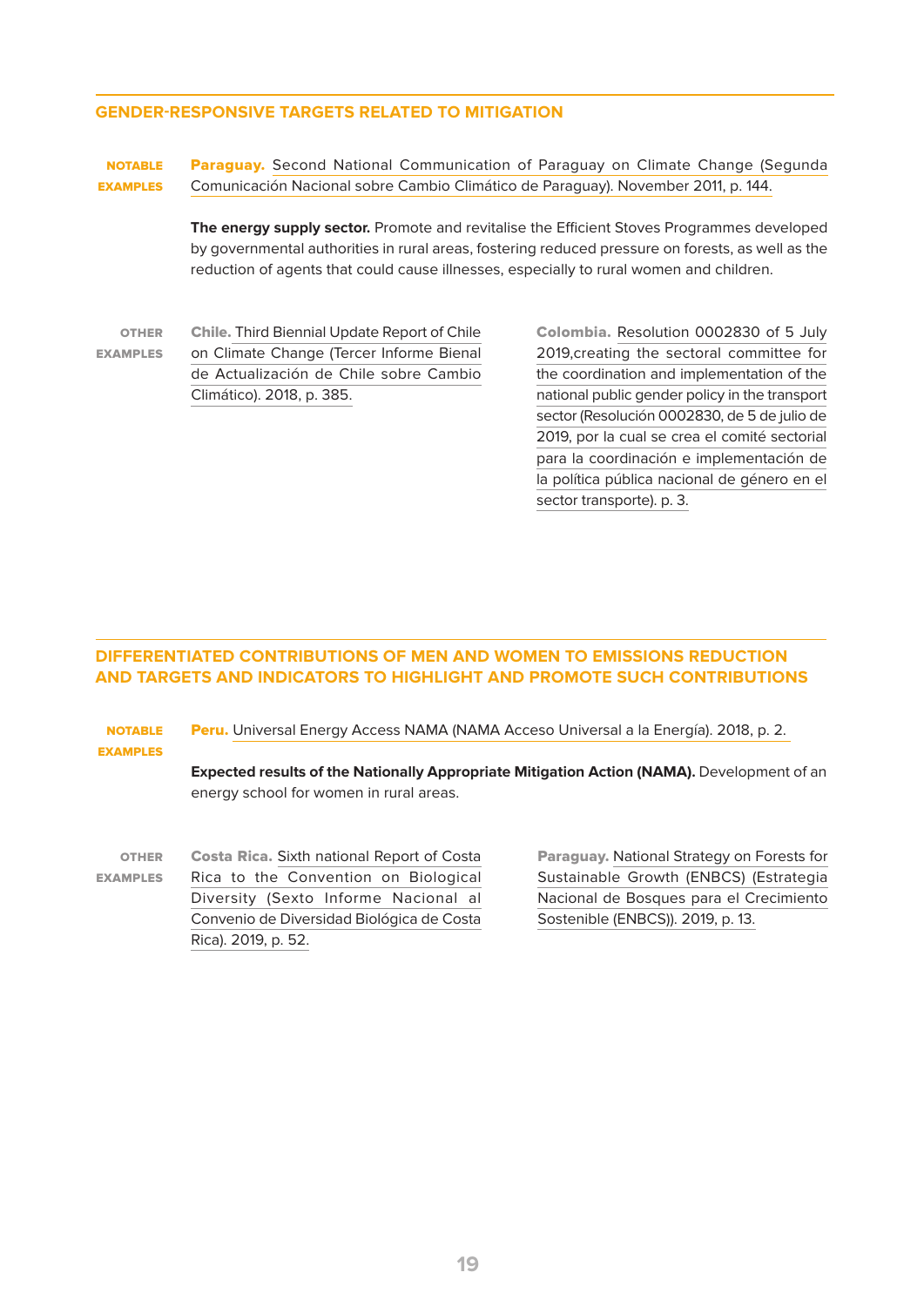## GENDER-RESPONSIVE TARGETS RELATED TO MITIGATION

**NOTABLE EXAMPLES**

**Paraguay.** Second National Communication of Paraguay on Climate Change (Segunda Comunicación Nacional sobre Cambio Climático de Paraguay). November 2011, p. 144.

**The energy supply sector.** Promote and revitalise the Efficient Stoves Programmes developed by governmental authorities in rural areas, fostering reduced pressure on forests, as well as the reduction of agents that could cause illnesses, especially to rural women and children.

**OTHER EXAMPLES**

**Chile.** Third Biennial Update Report of Chile on Climate Change (Tercer Informe Bienal de Actualización de Chile sobre Cambio Climático). 2018, p. 385.

**Colombia.** Resolution 0002830 of 5 July 2019,creating the sectoral committee for the coordination and implementation of the national public gender policy in the transport sector (Resolución 0002830, de 5 de julio de 2019, por la cual se crea el comité sectorial para la coordinación e implementación de la política pública nacional de género en el sector transporte). p. 3.

## DIFFERENTIATED CONTRIBUTIONS OF MEN AND WOMEN TO EMISSIONS REDUCTION AND TARGETS AND INDICATORS TO HIGHLIGHT AND PROMOTE SUCH CONTRIBUTIONS

**NOTABLE EXAMPLES**

**Peru.** Universal Energy Access NAMA (NAMA Acceso Universal a la Energía). 2018, p. 2.

**Expected results of the Nationally Appropriate Mitigation Action (NAMA).** Development of an energy school for women in rural areas.

**OTHER EXAMPLES**

**Costa Rica.** Sixth national Report of Costa Rica to the Convention on Biological Diversity (Sexto Informe Nacional al Convenio de Diversidad Biológica de Costa Rica). 2019, p. 52.

**Paraguay.** National Strategy on Forests for Sustainable Growth (ENBCS) (Estrategia Nacional de Bosques para el Crecimiento Sostenible (ENBCS)). 2019, p. 13.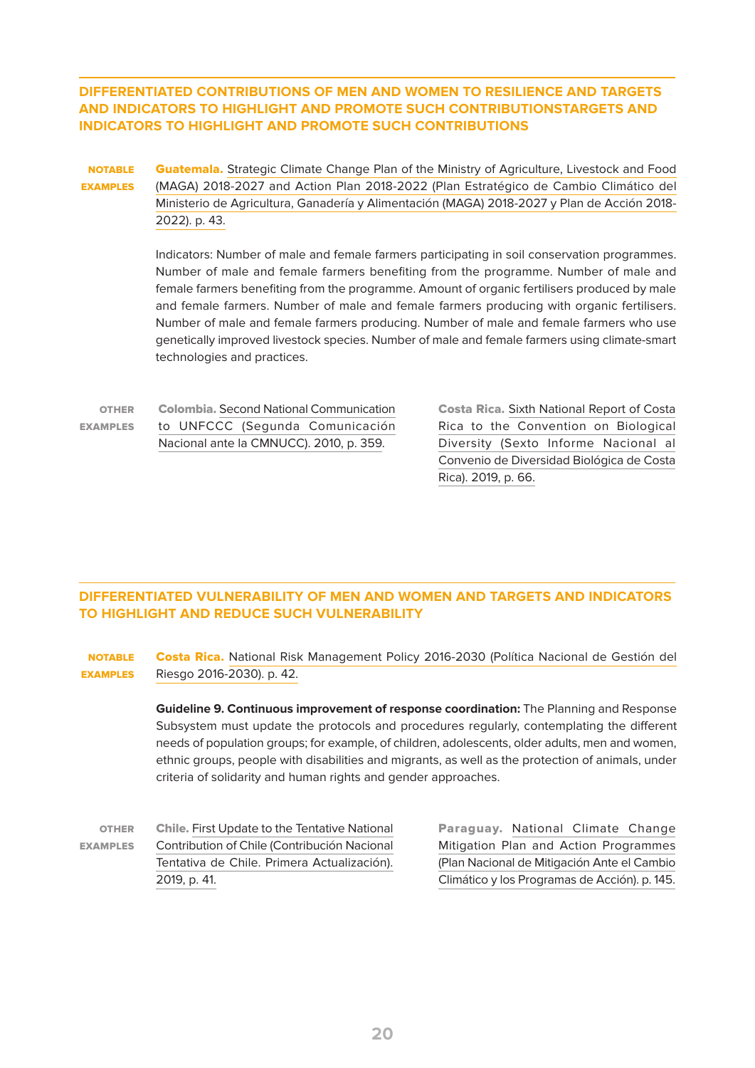## DIFFERENTIATED CONTRIBUTIONS OF MEN AND WOMEN TO RESILIENCE AND TARGETS AND INDICATORS TO HIGHLIGHT AND PROMOTE SUCH CONTRIBUTIONSTARGETS AND INDICATORS TO HIGHLIGHT AND PROMOTE SUCH CONTRIBUTIONS

**NOTABLE EXAMPLES**

**Guatemala.** Strategic Climate Change Plan of the Ministry of Agriculture, Livestock and Food (MAGA) 2018-2027 and Action Plan 2018-2022 (Plan Estratégico de Cambio Climático del Ministerio de Agricultura, Ganadería y Alimentación (MAGA) 2018-2027 y Plan de Acción 2018-2022). p. 43.

Indicators: Number of male and female farmers participating in soil conservation programmes. Number of male and female farmers benefiting from the programme. Number of male and female farmers benefiting from the programme. Amount of organic fertilisers produced by male and female farmers. Number of male and female farmers producing with organic fertilisers. Number of male and female farmers producing. Number of male and female farmers who use genetically improved livestock species. Number of male and female farmers using climate-smart technologies and practices.

**OTHER EXAMPLES**

**Colombia.** Second National Communication to UNFCCC (Segunda Comunicación Nacional ante la CMNUCC). 2010, p. 359.

**Costa Rica.** Sixth National Report of Costa Rica to the Convention on Biological Diversity (Sexto Informe Nacional al Convenio de Diversidad Biológica de Costa Rica). 2019, p. 66.

## DIFFERENTIATED VULNERABILITY OF MEN AND WOMEN AND TARGETS AND INDICATORS TO HIGHLIGHT AND REDUCE SUCH VULNERABILITY

**NOTABLE EXAMPLES**

**Costa Rica.** National Risk Management Policy 2016-2030 (Política Nacional de Gestión del Riesgo 2016-2030). p. 42.

**Guideline 9. Continuous improvement of response coordination:** The Planning and Response Subsystem must update the protocols and procedures regularly, contemplating the different needs of population groups; for example, of children, adolescents, older adults, men and women, ethnic groups, people with disabilities and migrants, as well as the protection of animals, under criteria of solidarity and human rights and gender approaches.

**OTHER EXAMPLES**

**Chile.** First Update to the Tentative National Contribution of Chile (Contribución Nacional Tentativa de Chile. Primera Actualización). 2019, p. 41.

**Paraguay.** National Climate Change Mitigation Plan and Action Programmes (Plan Nacional de Mitigación Ante el Cambio Climático y los Programas de Acción). p. 145.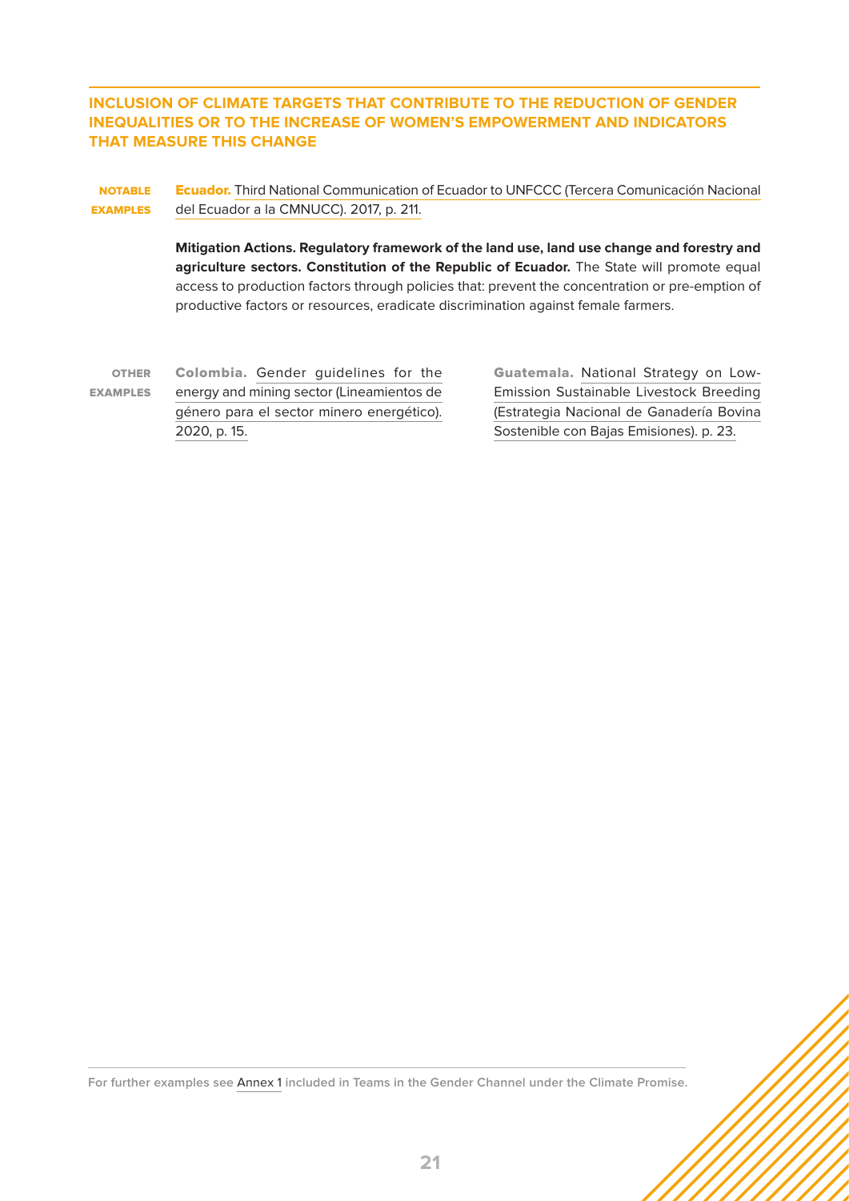## INCLUSION OF CLIMATE TARGETS THAT CONTRIBUTE TO THE REDUCTION OF GENDER INEQUALITIES OR TO THE INCREASE OF WOMEN'S EMPOWERMENT AND INDICATORS THAT MEASURE THIS CHANGE

**NOTABLE EXAMPLES**

**Ecuador.** Third National Communication of Ecuador to UNFCCC (Tercera Comunicación Nacional del Ecuador a la CMNUCC). 2017, p. 211.

**Mitigation Actions. Regulatory framework of the land use, land use change and forestry and agriculture sectors. Constitution of the Republic of Ecuador.** The State will promote equal access to production factors through policies that: prevent the concentration or pre-emption of productive factors or resources, eradicate discrimination against female farmers.

**OTHER EXAMPLES**

**Colombia.** Gender guidelines for the energy and mining sector (Lineamientos de género para el sector minero energético). 2020, p. 15.

**Guatemala.** National Strategy on Low-Emission Sustainable Livestock Breeding (Estrategia Nacional de Ganadería Bovina Sostenible con Bajas Emisiones). p. 23.

For further examples see Annex 1 included in Teams in the Gender Channel under the Climate Promise.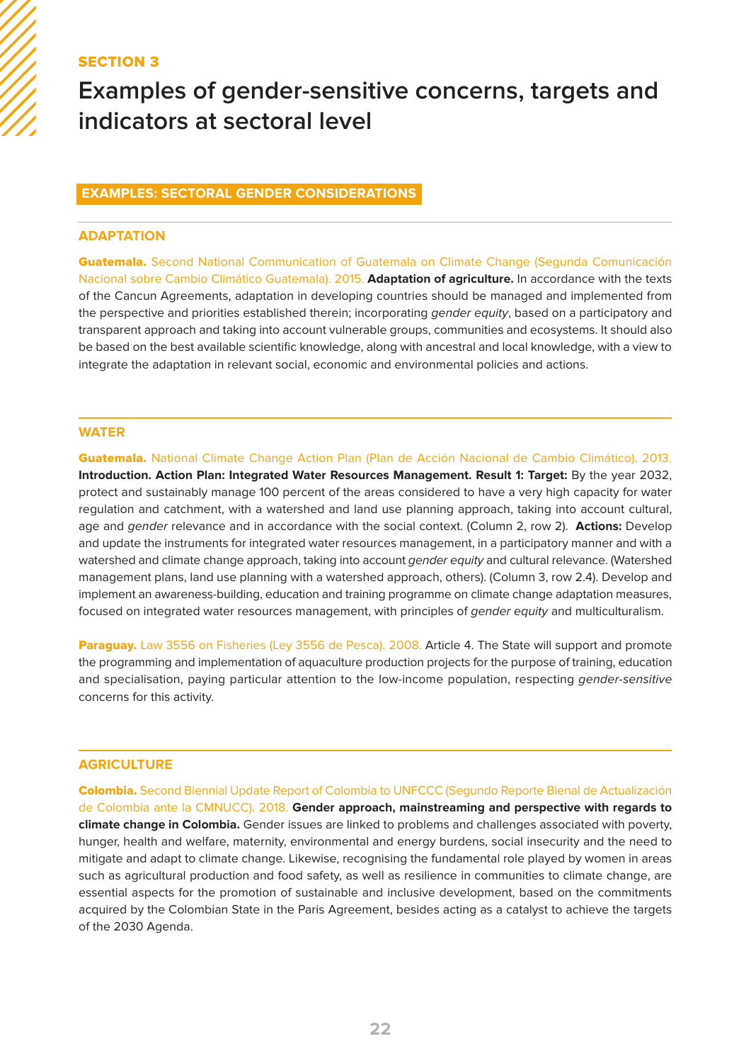SECTION 3

# Examples of gender-sensitive concerns, targets and indicators at sectoral level

## EXAMPLES: SECTORAL GENDER CONSIDERATIONS

### ADAPTATION

**Guatemala.** Second National Communication of Guatemala on Climate Change (Segunda Comunicación Nacional sobre Cambio Climático Guatemala). 2015. **Adaptation of agriculture.** In accordance with the texts of the Cancun Agreements, adaptation in developing countries should be managed and implemented from the perspective and priorities established therein; incorporating *gender equity*, based on a participatory and transparent approach and taking into account vulnerable groups, communities and ecosystems. It should also be based on the best available scientific knowledge, along with ancestral and local knowledge, with a view to integrate the adaptation in relevant social, economic and environmental policies and actions.

### WATER

**Guatemala.** National Climate Change Action Plan (Plan de Acción Nacional de Cambio Climático). 2013. **Introduction. Action Plan: Integrated Water Resources Management. Result 1: Target:** By the year 2032, protect and sustainably manage 100 percent of the areas considered to have a very high capacity for water regulation and catchment, with a watershed and land use planning approach, taking into account cultural, age and *gender* relevance and in accordance with the social context. (Column 2, row 2). **Actions:** Develop and update the instruments for integrated water resources management, in a participatory manner and with a watershed and climate change approach, taking into account *gender equity* and cultural relevance. (Watershed management plans, land use planning with a watershed approach, others). (Column 3, row 2.4). Develop and implement an awareness-building, education and training programme on climate change adaptation measures, focused on integrated water resources management, with principles of *gender equity* and multiculturalism.

**Paraguay.** Law 3556 on Fisheries (Ley 3556 de Pesca). 2008. Article 4. The State will support and promote the programming and implementation of aquaculture production projects for the purpose of training, education and specialisation, paying particular attention to the low-income population, respecting *gender-sensitive* concerns for this activity.

### AGRICULTURE

**Colombia.** Second Biennial Update Report of Colombia to UNFCCC (Segundo Reporte Bienal de Actualización de Colombia ante la CMNUCC). 2018. **Gender approach, mainstreaming and perspective with regards to climate change in Colombia.** Gender issues are linked to problems and challenges associated with poverty, hunger, health and welfare, maternity, environmental and energy burdens, social insecurity and the need to mitigate and adapt to climate change. Likewise, recognising the fundamental role played by women in areas such as agricultural production and food safety, as well as resilience in communities to climate change, are essential aspects for the promotion of sustainable and inclusive development, based on the commitments acquired by the Colombian State in the Paris Agreement, besides acting as a catalyst to achieve the targets of the 2030 Agenda.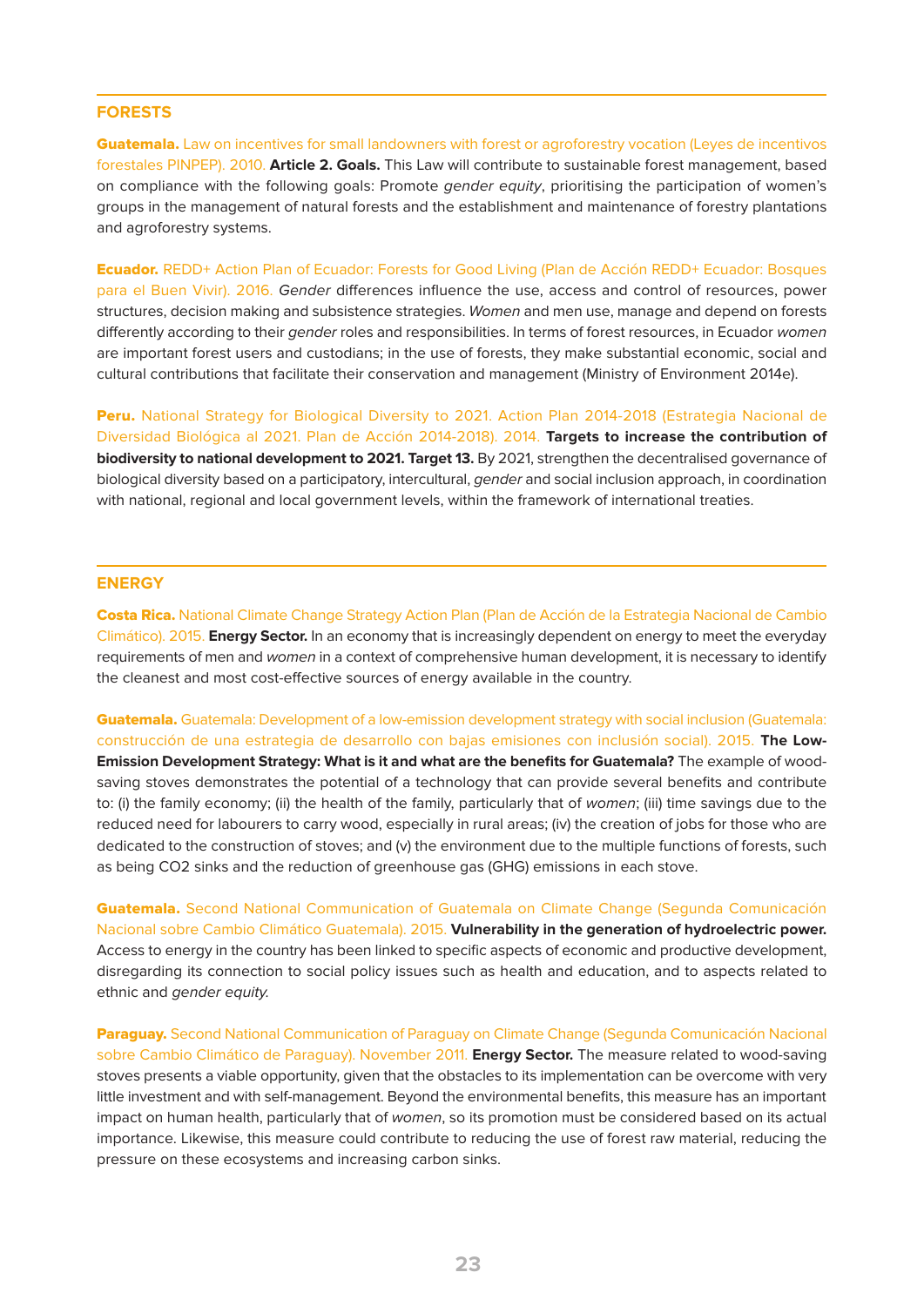## FORESTS

**Guatemala.** Law on incentives for small landowners with forest or agroforestry vocation (Leyes de incentivos forestales PINPEP). 2010. **Article 2. Goals.** This Law will contribute to sustainable forest management, based on compliance with the following goals: Promote *gender equity*, prioritising the participation of women's groups in the management of natural forests and the establishment and maintenance of forestry plantations and agroforestry systems.

**Ecuador.** REDD+ Action Plan of Ecuador: Forests for Good Living (Plan de Acción REDD+ Ecuador: Bosques para el Buen Vivir). 2016. *Gender* differences influence the use, access and control of resources, power structures, decision making and subsistence strategies. *Women* and men use, manage and depend on forests differently according to their *gender* roles and responsibilities. In terms of forest resources, in Ecuador *women* are important forest users and custodians; in the use of forests, they make substantial economic, social and cultural contributions that facilitate their conservation and management (Ministry of Environment 2014e).

**Peru.** National Strategy for Biological Diversity to 2021. Action Plan 2014-2018 (Estrategia Nacional de Diversidad Biológica al 2021. Plan de Acción 2014-2018). 2014. **Targets to increase the contribution of biodiversity to national development to 2021. Target 13.** By 2021, strengthen the decentralised governance of biological diversity based on a participatory, intercultural, *gender* and social inclusion approach, in coordination with national, regional and local government levels, within the framework of international treaties.

## ENERGY

**Costa Rica.** National Climate Change Strategy Action Plan (Plan de Acción de la Estrategia Nacional de Cambio Climático). 2015. **Energy Sector.** In an economy that is increasingly dependent on energy to meet the everyday requirements of men and *women* in a context of comprehensive human development, it is necessary to identify the cleanest and most cost-effective sources of energy available in the country.

**Guatemala.** Guatemala: Development of a low-emission development strategy with social inclusion (Guatemala: construcción de una estrategia de desarrollo con bajas emisiones con inclusión social). 2015. **The Low-Emission Development Strategy: What is it and what are the benefits for Guatemala?** The example of wood-saving stoves demonstrates the potential of a technology that can provide several benefits and contribute to: (i) the family economy; (ii) the health of the family, particularly that of *women*; (iii) time savings due to the reduced need for labourers to carry wood, especially in rural areas; (iv) the creation of jobs for those who are dedicated to the construction of stoves; and (v) the environment due to the multiple functions of forests, such as being $CO_2$ sinks and the reduction of greenhouse gas (GHG) emissions in each stove.

**Guatemala.** Second National Communication of Guatemala on Climate Change (Segunda Comunicación Nacional sobre Cambio Climático Guatemala). 2015. **Vulnerability in the generation of hydroelectric power.** Access to energy in the country has been linked to specific aspects of economic and productive development, disregarding its connection to social policy issues such as health and education, and to aspects related to ethnic and *gender equity.*

**Paraguay.** Second National Communication of Paraguay on Climate Change (Segunda Comunicación Nacional sobre Cambio Climático de Paraguay). November 2011. **Energy Sector.** The measure related to wood-saving stoves presents a viable opportunity, given that the obstacles to its implementation can be overcome with very little investment and with self-management. Beyond the environmental benefits, this measure has an important impact on human health, particularly that of *women*, so its promotion must be considered based on its actual importance. Likewise, this measure could contribute to reducing the use of forest raw material, reducing the pressure on these ecosystems and increasing carbon sinks.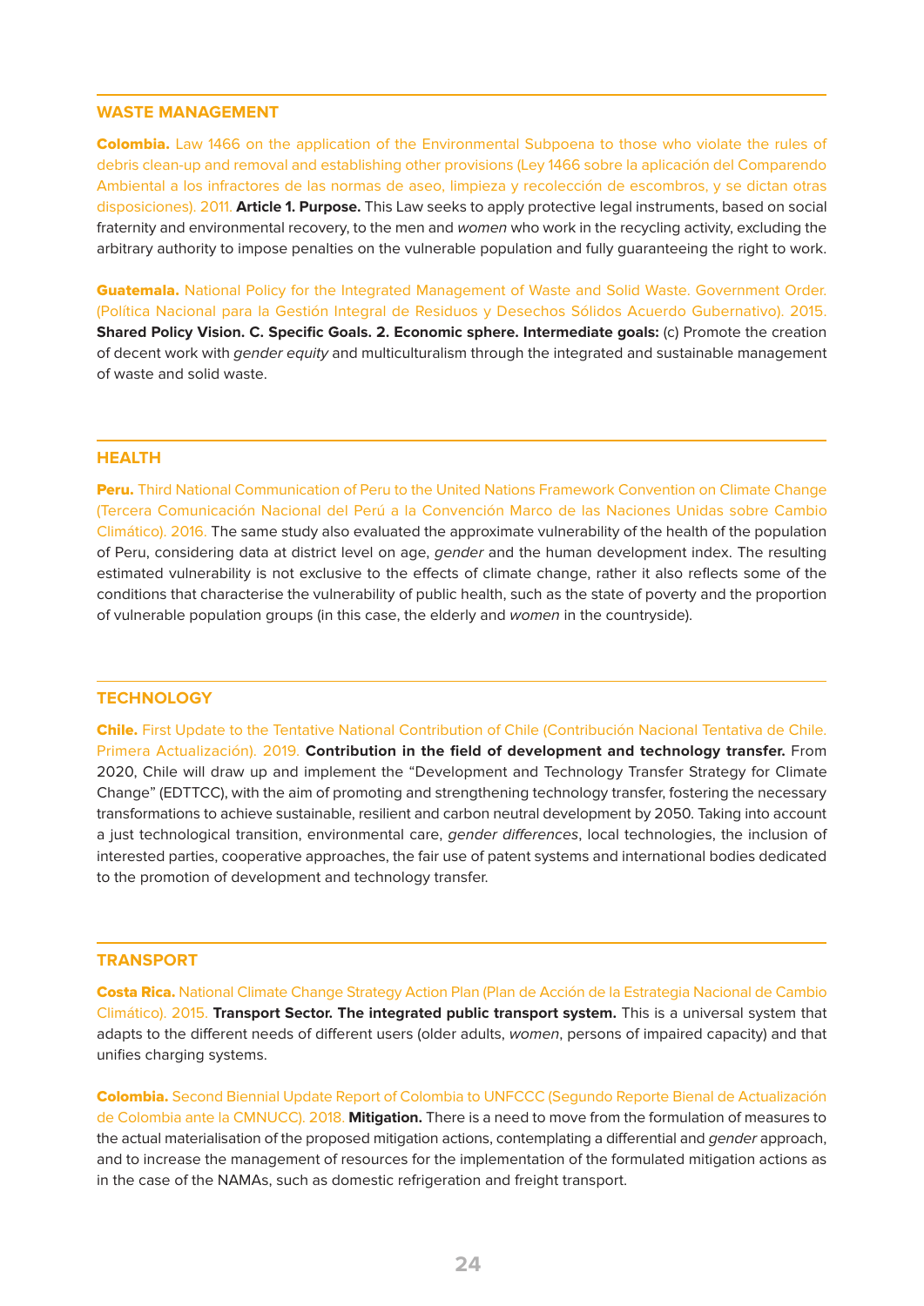## WASTE MANAGEMENT

**Colombia.** Law 1466 on the application of the Environmental Subpoena to those who violate the rules of debris clean-up and removal and establishing other provisions (Ley 1466 sobre la aplicación del Comparendo Ambiental a los infractores de las normas de aseo, limpieza y recolección de escombros, y se dictan otras disposiciones). 2011. **Article 1. Purpose.** This Law seeks to apply protective legal instruments, based on social fraternity and environmental recovery, to the men and *women* who work in the recycling activity, excluding the arbitrary authority to impose penalties on the vulnerable population and fully guaranteeing the right to work.

**Guatemala.** National Policy for the Integrated Management of Waste and Solid Waste. Government Order. (Política Nacional para la Gestión Integral de Residuos y Desechos Sólidos Acuerdo Gubernativo). 2015. **Shared Policy Vision. C. Specific Goals. 2. Economic sphere. Intermediate goals:** (c) Promote the creation of decent work with *gender equity* and multiculturalism through the integrated and sustainable management of waste and solid waste.

## HEALTH

**Peru.** Third National Communication of Peru to the United Nations Framework Convention on Climate Change (Tercera Comunicación Nacional del Perú a la Convención Marco de las Naciones Unidas sobre Cambio Climático). 2016. The same study also evaluated the approximate vulnerability of the health of the population of Peru, considering data at district level on age, *gender* and the human development index. The resulting estimated vulnerability is not exclusive to the effects of climate change, rather it also reflects some of the conditions that characterise the vulnerability of public health, such as the state of poverty and the proportion of vulnerable population groups (in this case, the elderly and *women* in the countryside).

## TECHNOLOGY

**Chile.** First Update to the Tentative National Contribution of Chile (Contribución Nacional Tentativa de Chile. Primera Actualización). 2019. **Contribution in the field of development and technology transfer.** From 2020, Chile will draw up and implement the "Development and Technology Transfer Strategy for Climate Change" (EDTTCC), with the aim of promoting and strengthening technology transfer, fostering the necessary transformations to achieve sustainable, resilient and carbon neutral development by 2050. Taking into account a just technological transition, environmental care, *gender differences*, local technologies, the inclusion of interested parties, cooperative approaches, the fair use of patent systems and international bodies dedicated to the promotion of development and technology transfer.

## TRANSPORT

**Costa Rica.** National Climate Change Strategy Action Plan (Plan de Acción de la Estrategia Nacional de Cambio Climático). 2015. **Transport Sector. The integrated public transport system.** This is a universal system that adapts to the different needs of different users (older adults, *women*, persons of impaired capacity) and that unifies charging systems.

**Colombia.** Second Biennial Update Report of Colombia to UNFCCC (Segundo Reporte Bienal de Actualización de Colombia ante la CMNUCC). 2018. **Mitigation.** There is a need to move from the formulation of measures to the actual materialisation of the proposed mitigation actions, contemplating a differential and *gender* approach, and to increase the management of resources for the implementation of the formulated mitigation actions as in the case of the NAMAs, such as domestic refrigeration and freight transport.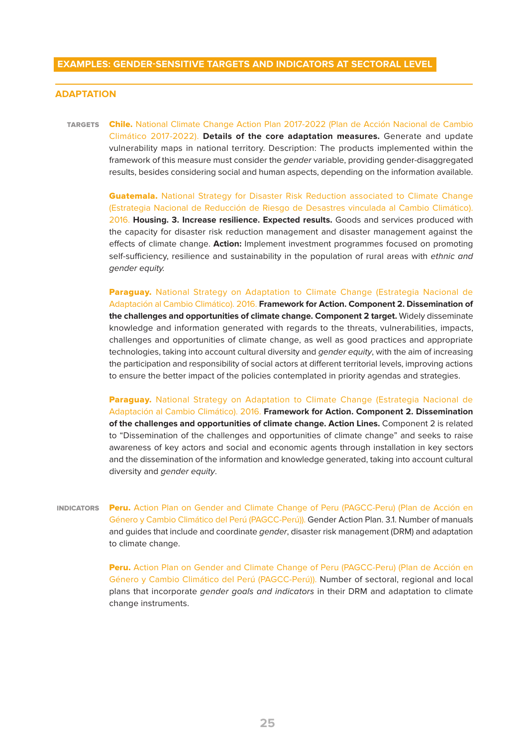## EXAMPLES: GENDER-SENSITIVE TARGETS AND INDICATORS AT SECTORAL LEVEL

### ADAPTATION

**TARGETS**

**Chile.** National Climate Change Action Plan 2017-2022 (Plan de Acción Nacional de Cambio Climático 2017-2022). **Details of the core adaptation measures.** Generate and update vulnerability maps in national territory. Description: The products implemented within the framework of this measure must consider the *gender* variable, providing gender-disaggregated results, besides considering social and human aspects, depending on the information available.

**Guatemala.** National Strategy for Disaster Risk Reduction associated to Climate Change (Estrategia Nacional de Reducción de Riesgo de Desastres vinculada al Cambio Climático). 2016. **Housing. 3. Increase resilience. Expected results.** Goods and services produced with the capacity for disaster risk reduction management and disaster management against the effects of climate change. **Action:** Implement investment programmes focused on promoting self-sufficiency, resilience and sustainability in the population of rural areas with *ethnic and gender equity.*

**Paraguay.** National Strategy on Adaptation to Climate Change (Estrategia Nacional de Adaptación al Cambio Climático). 2016. **Framework for Action. Component 2. Dissemination of the challenges and opportunities of climate change. Component 2 target.** Widely disseminate knowledge and information generated with regards to the threats, vulnerabilities, impacts, challenges and opportunities of climate change, as well as good practices and appropriate technologies, taking into account cultural diversity and *gender equity*, with the aim of increasing the participation and responsibility of social actors at different territorial levels, improving actions to ensure the better impact of the policies contemplated in priority agendas and strategies.

**Paraguay.** National Strategy on Adaptation to Climate Change (Estrategia Nacional de Adaptación al Cambio Climático). 2016. **Framework for Action. Component 2. Dissemination of the challenges and opportunities of climate change. Action Lines.** Component 2 is related to "Dissemination of the challenges and opportunities of climate change" and seeks to raise awareness of key actors and social and economic agents through installation in key sectors and the dissemination of the information and knowledge generated, taking into account cultural diversity and *gender equity*.

**INDICATORS**

**Peru.** Action Plan on Gender and Climate Change of Peru (PAGCC-Peru) (Plan de Acción en Género y Cambio Climático del Perú (PAGCC-Perú)). Gender Action Plan. 3.1. Number of manuals and guides that include and coordinate *gender*, disaster risk management (DRM) and adaptation to climate change.

**Peru.** Action Plan on Gender and Climate Change of Peru (PAGCC-Peru) (Plan de Acción en Género y Cambio Climático del Perú (PAGCC-Perú)). Number of sectoral, regional and local plans that incorporate *gender goals and indicators* in their DRM and adaptation to climate change instruments.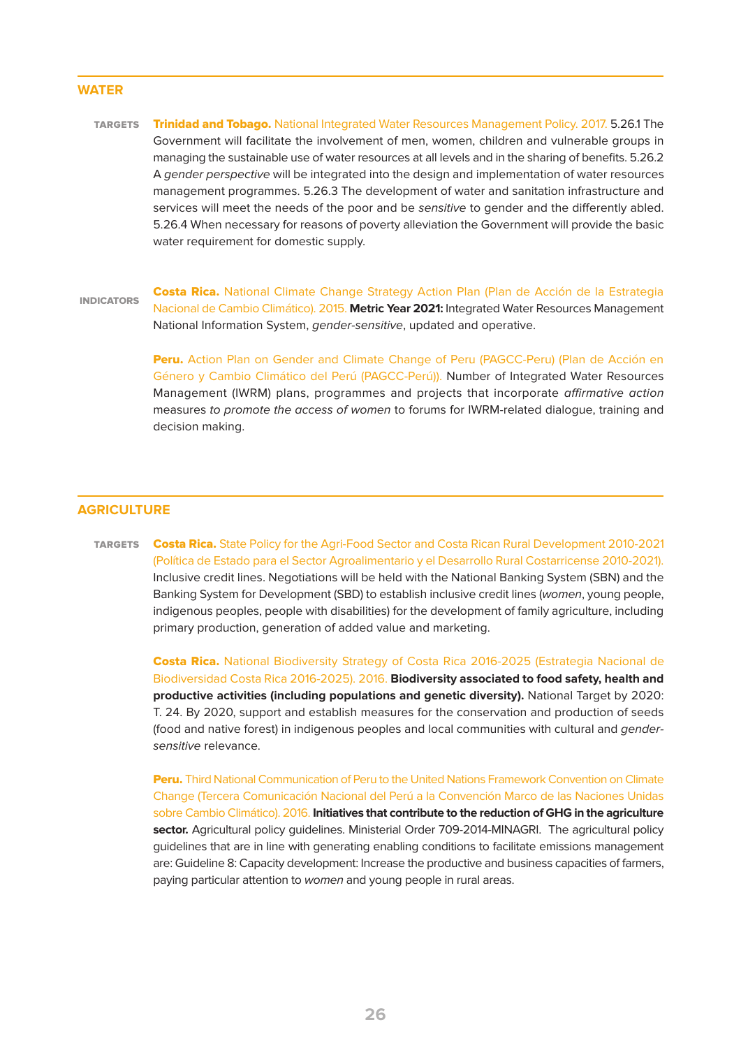## WATER

**TARGETS**

**Trinidad and Tobago.** National Integrated Water Resources Management Policy. 2017. 5.26.1 The Government will facilitate the involvement of men, women, children and vulnerable groups in managing the sustainable use of water resources at all levels and in the sharing of benefits. 5.26.2 A *gender perspective* will be integrated into the design and implementation of water resources management programmes. 5.26.3 The development of water and sanitation infrastructure and services will meet the needs of the poor and be *sensitive* to gender and the differently abled. 5.26.4 When necessary for reasons of poverty alleviation the Government will provide the basic water requirement for domestic supply.

**INDICATORS**

**Costa Rica.** National Climate Change Strategy Action Plan (Plan de Acción de la Estrategia Nacional de Cambio Climático). 2015. **Metric Year 2021:** Integrated Water Resources Management National Information System, *gender-sensitive*, updated and operative.

**Peru.** Action Plan on Gender and Climate Change of Peru (PAGCC-Peru) (Plan de Acción en Género y Cambio Climático del Perú (PAGCC-Perú)). Number of Integrated Water Resources Management (IWRM) plans, programmes and projects that incorporate *affirmative action* measures *to promote the access of women* to forums for IWRM-related dialogue, training and decision making.

## AGRICULTURE

**TARGETS**

**Costa Rica.** State Policy for the Agri-Food Sector and Costa Rican Rural Development 2010-2021 (Política de Estado para el Sector Agroalimentario y el Desarrollo Rural Costarricense 2010-2021). Inclusive credit lines. Negotiations will be held with the National Banking System (SBN) and the Banking System for Development (SBD) to establish inclusive credit lines (*women*, young people, indigenous peoples, people with disabilities) for the development of family agriculture, including primary production, generation of added value and marketing.

**Costa Rica.** National Biodiversity Strategy of Costa Rica 2016-2025 (Estrategia Nacional de Biodiversidad Costa Rica 2016-2025). 2016. **Biodiversity associated to food safety, health and productive activities (including populations and genetic diversity).** National Target by 2020: T. 24. By 2020, support and establish measures for the conservation and production of seeds (food and native forest) in indigenous peoples and local communities with cultural and *gender-sensitive* relevance.

**Peru.** Third National Communication of Peru to the United Nations Framework Convention on Climate Change (Tercera Comunicación Nacional del Perú a la Convención Marco de las Naciones Unidas sobre Cambio Climático). 2016. **Initiatives that contribute to the reduction of GHG in the agriculture sector.** Agricultural policy guidelines. Ministerial Order 709-2014-MINAGRI. The agricultural policy guidelines that are in line with generating enabling conditions to facilitate emissions management are: Guideline 8: Capacity development: Increase the productive and business capacities of farmers, paying particular attention to *women* and young people in rural areas.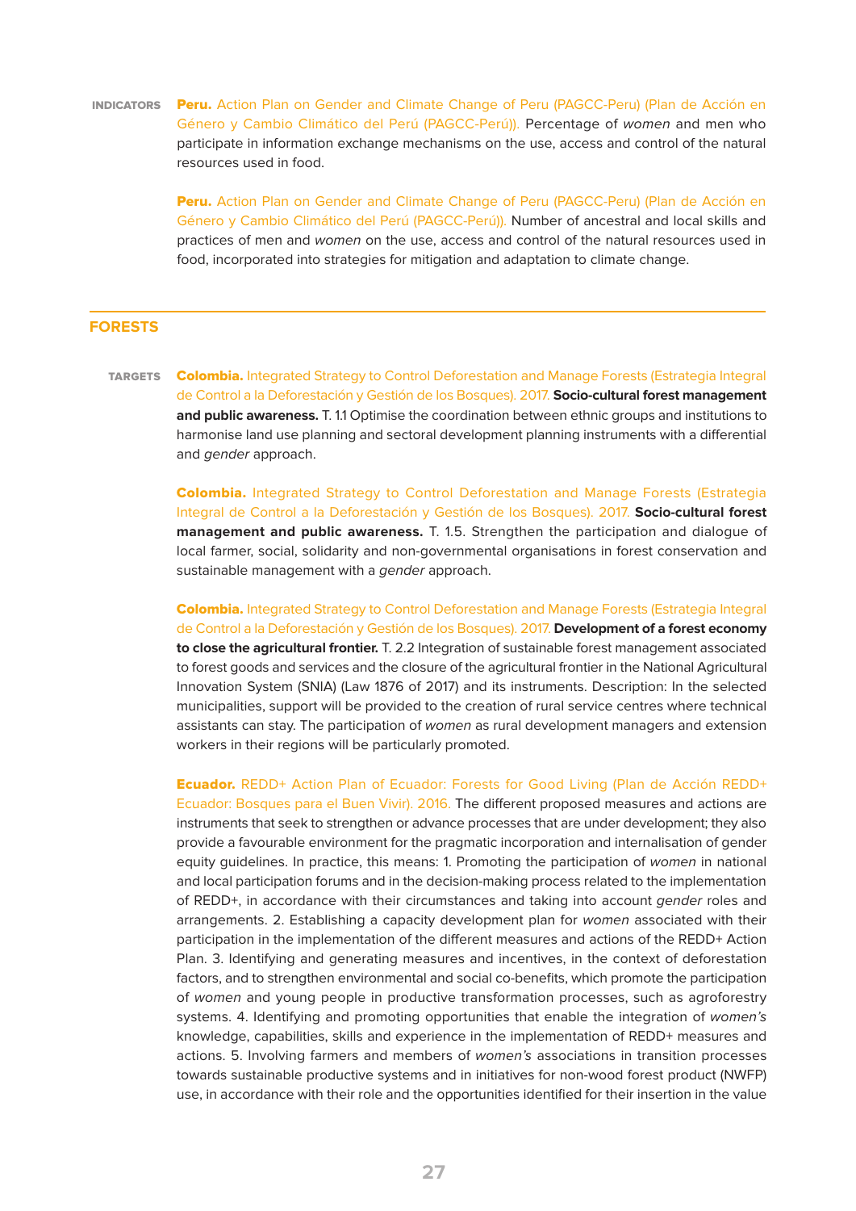**INDICATORS**

**Peru.** Action Plan on Gender and Climate Change of Peru (PAGCC-Peru) (Plan de Acción en Género y Cambio Climático del Perú (PAGCC-Perú)). Percentage of *women* and men who participate in information exchange mechanisms on the use, access and control of the natural resources used in food.

**Peru.** Action Plan on Gender and Climate Change of Peru (PAGCC-Peru) (Plan de Acción en Género y Cambio Climático del Perú (PAGCC-Perú)). Number of ancestral and local skills and practices of men and *women* on the use, access and control of the natural resources used in food, incorporated into strategies for mitigation and adaptation to climate change.

## FORESTS

**TARGETS**

**Colombia.** Integrated Strategy to Control Deforestation and Manage Forests (Estrategia Integral de Control a la Deforestación y Gestión de los Bosques). 2017. **Socio-cultural forest management and public awareness.** T. 1.1 Optimise the coordination between ethnic groups and institutions to harmonise land use planning and sectoral development planning instruments with a differential and *gender* approach.

**Colombia.** Integrated Strategy to Control Deforestation and Manage Forests (Estrategia Integral de Control a la Deforestación y Gestión de los Bosques). 2017. **Socio-cultural forest management and public awareness.** T. 1.5. Strengthen the participation and dialogue of local farmer, social, solidarity and non-governmental organisations in forest conservation and sustainable management with a *gender* approach.

**Colombia.** Integrated Strategy to Control Deforestation and Manage Forests (Estrategia Integral de Control a la Deforestación y Gestión de los Bosques). 2017. **Development of a forest economy to close the agricultural frontier.** T. 2.2 Integration of sustainable forest management associated to forest goods and services and the closure of the agricultural frontier in the National Agricultural Innovation System (SNIA) (Law 1876 of 2017) and its instruments. Description: In the selected municipalities, support will be provided to the creation of rural service centres where technical assistants can stay. The participation of *women* as rural development managers and extension workers in their regions will be particularly promoted.

**Ecuador.** REDD+ Action Plan of Ecuador: Forests for Good Living (Plan de Acción REDD+ Ecuador: Bosques para el Buen Vivir). 2016. The different proposed measures and actions are instruments that seek to strengthen or advance processes that are under development; they also provide a favourable environment for the pragmatic incorporation and internalisation of gender equity guidelines. In practice, this means: 1. Promoting the participation of *women* in national and local participation forums and in the decision-making process related to the implementation of REDD+, in accordance with their circumstances and taking into account *gender* roles and arrangements. 2. Establishing a capacity development plan for *women* associated with their participation in the implementation of the different measures and actions of the REDD+ Action Plan. 3. Identifying and generating measures and incentives, in the context of deforestation factors, and to strengthen environmental and social co-benefits, which promote the participation of *women* and young people in productive transformation processes, such as agroforestry systems. 4. Identifying and promoting opportunities that enable the integration of *women's* knowledge, capabilities, skills and experience in the implementation of REDD+ measures and actions. 5. Involving farmers and members of *women's* associations in transition processes towards sustainable productive systems and in initiatives for non-wood forest product (NWFP) use, in accordance with their role and the opportunities identified for their insertion in the value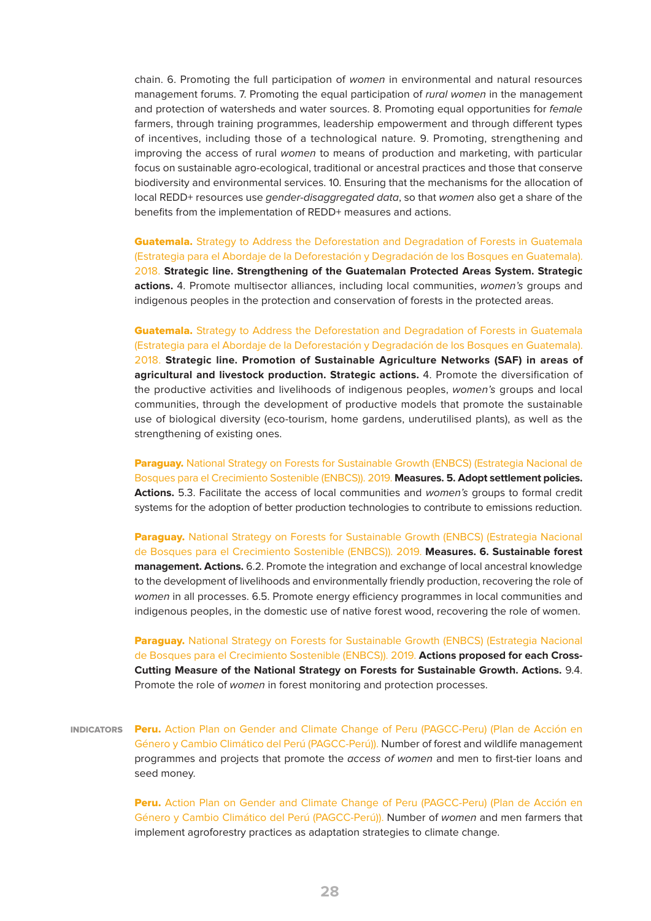chain. 6. Promoting the full participation of *women* in environmental and natural resources management forums. 7. Promoting the equal participation of *rural women* in the management and protection of watersheds and water sources. 8. Promoting equal opportunities for *female* farmers, through training programmes, leadership empowerment and through different types of incentives, including those of a technological nature. 9. Promoting, strengthening and improving the access of rural *women* to means of production and marketing, with particular focus on sustainable agro-ecological, traditional or ancestral practices and those that conserve biodiversity and environmental services. 10. Ensuring that the mechanisms for the allocation of local REDD+ resources use *gender-disaggregated data*, so that *women* also get a share of the benefits from the implementation of REDD+ measures and actions.

**Guatemala.** Strategy to Address the Deforestation and Degradation of Forests in Guatemala (Estrategia para el Abordaje de la Deforestación y Degradación de los Bosques en Guatemala). 2018. **Strategic line. Strengthening of the Guatemalan Protected Areas System. Strategic actions.** 4. Promote multisector alliances, including local communities, *women's* groups and indigenous peoples in the protection and conservation of forests in the protected areas.

**Guatemala.** Strategy to Address the Deforestation and Degradation of Forests in Guatemala (Estrategia para el Abordaje de la Deforestación y Degradación de los Bosques en Guatemala). 2018. **Strategic line. Promotion of Sustainable Agriculture Networks (SAF) in areas of agricultural and livestock production. Strategic actions.** 4. Promote the diversification of the productive activities and livelihoods of indigenous peoples, *women's* groups and local communities, through the development of productive models that promote the sustainable use of biological diversity (eco-tourism, home gardens, underutilised plants), as well as the strengthening of existing ones.

**Paraguay.** National Strategy on Forests for Sustainable Growth (ENBCS) (Estrategia Nacional de Bosques para el Crecimiento Sostenible (ENBCS)). 2019. **Measures. 5. Adopt settlement policies. Actions.** 5.3. Facilitate the access of local communities and *women's* groups to formal credit systems for the adoption of better production technologies to contribute to emissions reduction.

**Paraguay.** National Strategy on Forests for Sustainable Growth (ENBCS) (Estrategia Nacional de Bosques para el Crecimiento Sostenible (ENBCS)). 2019. **Measures. 6. Sustainable forest management. Actions.** 6.2. Promote the integration and exchange of local ancestral knowledge to the development of livelihoods and environmentally friendly production, recovering the role of *women* in all processes. 6.5. Promote energy efficiency programmes in local communities and indigenous peoples, in the domestic use of native forest wood, recovering the role of women.

**Paraguay.** National Strategy on Forests for Sustainable Growth (ENBCS) (Estrategia Nacional de Bosques para el Crecimiento Sostenible (ENBCS)). 2019. **Actions proposed for each Cross-Cutting Measure of the National Strategy on Forests for Sustainable Growth. Actions.** 9.4. Promote the role of *women* in forest monitoring and protection processes.

**INDICATORS**

**Peru.** Action Plan on Gender and Climate Change of Peru (PAGCC-Peru) (Plan de Acción en Género y Cambio Climático del Perú (PAGCC-Perú)). Number of forest and wildlife management programmes and projects that promote the *access of women* and men to first-tier loans and seed money.

**Peru.** Action Plan on Gender and Climate Change of Peru (PAGCC-Peru) (Plan de Acción en Género y Cambio Climático del Perú (PAGCC-Perú)). Number of *women* and men farmers that implement agroforestry practices as adaptation strategies to climate change.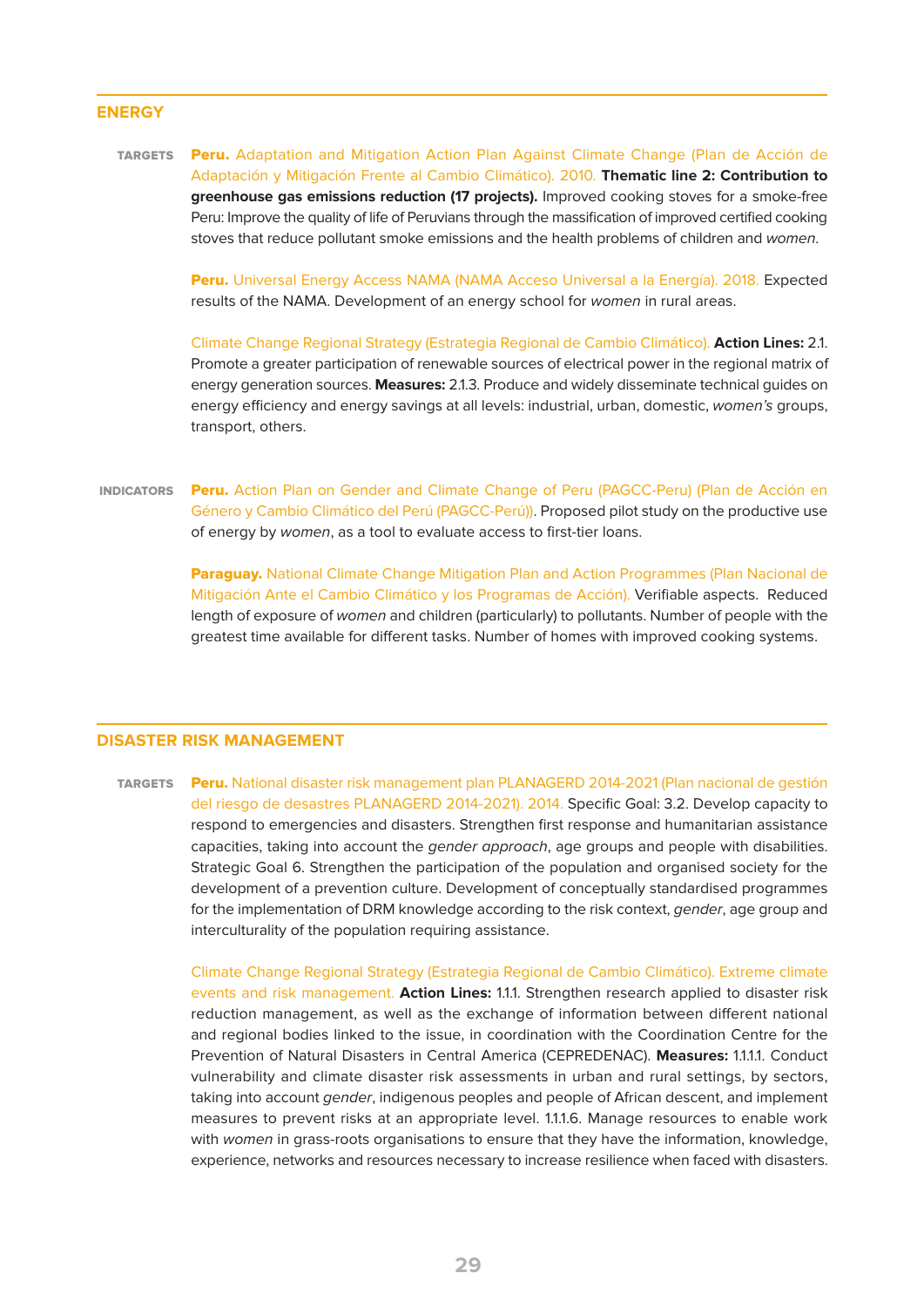## ENERGY

**TARGETS**

**Peru.** Adaptation and Mitigation Action Plan Against Climate Change (Plan de Acción de Adaptación y Mitigación Frente al Cambio Climático). 2010. **Thematic line 2: Contribution to greenhouse gas emissions reduction (17 projects).** Improved cooking stoves for a smoke-free Peru: Improve the quality of life of Peruvians through the massification of improved certified cooking stoves that reduce pollutant smoke emissions and the health problems of children and *women*.

**Peru.** Universal Energy Access NAMA (NAMA Acceso Universal a la Energía). 2018. Expected results of the NAMA. Development of an energy school for *women* in rural areas.

Climate Change Regional Strategy (Estrategia Regional de Cambio Climático). **Action Lines:** 2.1. Promote a greater participation of renewable sources of electrical power in the regional matrix of energy generation sources. **Measures:** 2.1.3. Produce and widely disseminate technical guides on energy efficiency and energy savings at all levels: industrial, urban, domestic, *women's* groups, transport, others.

**INDICATORS**

**Peru.** Action Plan on Gender and Climate Change of Peru (PAGCC-Peru) (Plan de Acción en Género y Cambio Climático del Perú (PAGCC-Perú)). Proposed pilot study on the productive use of energy by *women*, as a tool to evaluate access to first-tier loans.

**Paraguay.** National Climate Change Mitigation Plan and Action Programmes (Plan Nacional de Mitigación Ante el Cambio Climático y los Programas de Acción). Verifiable aspects. Reduced length of exposure of *women* and children (particularly) to pollutants. Number of people with the greatest time available for different tasks. Number of homes with improved cooking systems.

## DISASTER RISK MANAGEMENT

**TARGETS**

**Peru.** National disaster risk management plan PLANAGERD 2014-2021 (Plan nacional de gestión del riesgo de desastres PLANAGERD 2014-2021). 2014. Specific Goal: 3.2. Develop capacity to respond to emergencies and disasters. Strengthen first response and humanitarian assistance capacities, taking into account the *gender approach*, age groups and people with disabilities. Strategic Goal 6. Strengthen the participation of the population and organised society for the development of a prevention culture. Development of conceptually standardised programmes for the implementation of DRM knowledge according to the risk context, *gender*, age group and interculturality of the population requiring assistance.

Climate Change Regional Strategy (Estrategia Regional de Cambio Climático). Extreme climate events and risk management. **Action Lines:** 1.1.1. Strengthen research applied to disaster risk reduction management, as well as the exchange of information between different national and regional bodies linked to the issue, in coordination with the Coordination Centre for the Prevention of Natural Disasters in Central America (CEPREDENAC). **Measures:** 1.1.1.1. Conduct vulnerability and climate disaster risk assessments in urban and rural settings, by sectors, taking into account *gender*, indigenous peoples and people of African descent, and implement measures to prevent risks at an appropriate level. 1.1.1.6. Manage resources to enable work with *women* in grass-roots organisations to ensure that they have the information, knowledge, experience, networks and resources necessary to increase resilience when faced with disasters.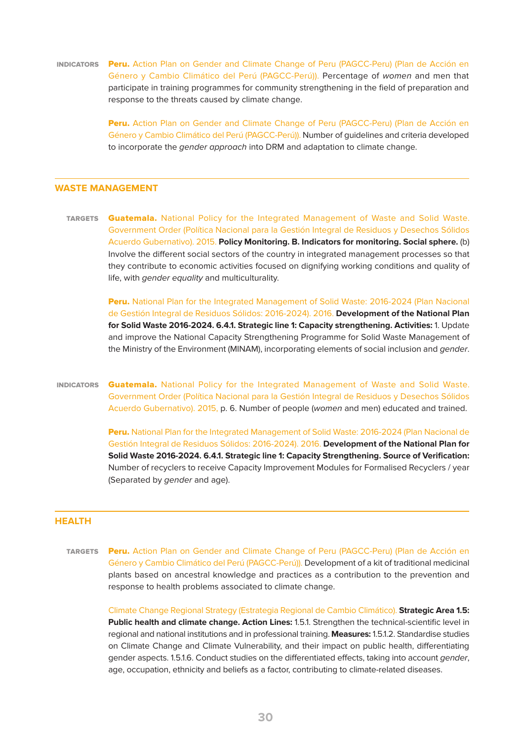**INDICATORS**

**Peru.** Action Plan on Gender and Climate Change of Peru (PAGCC-Peru) (Plan de Acción en Género y Cambio Climático del Perú (PAGCC-Perú)). Percentage of *women* and men that participate in training programmes for community strengthening in the field of preparation and response to the threats caused by climate change.

**Peru.** Action Plan on Gender and Climate Change of Peru (PAGCC-Peru) (Plan de Acción en Género y Cambio Climático del Perú (PAGCC-Perú)). Number of guidelines and criteria developed to incorporate the *gender approach* into DRM and adaptation to climate change.

## WASTE MANAGEMENT

**TARGETS**

**Guatemala.** National Policy for the Integrated Management of Waste and Solid Waste. Government Order (Política Nacional para la Gestión Integral de Residuos y Desechos Sólidos Acuerdo Gubernativo). 2015. **Policy Monitoring. B. Indicators for monitoring. Social sphere.** (b) Involve the different social sectors of the country in integrated management processes so that they contribute to economic activities focused on dignifying working conditions and quality of life, with *gender equality* and multiculturality.

**Peru.** National Plan for the Integrated Management of Solid Waste: 2016-2024 (Plan Nacional de Gestión Integral de Residuos Sólidos: 2016-2024). 2016. **Development of the National Plan for Solid Waste 2016-2024. 6.4.1. Strategic line 1: Capacity strengthening. Activities:** 1. Update and improve the National Capacity Strengthening Programme for Solid Waste Management of the Ministry of the Environment (MINAM), incorporating elements of social inclusion and *gender*.

**INDICATORS**

**Guatemala.** National Policy for the Integrated Management of Waste and Solid Waste. Government Order (Política Nacional para la Gestión Integral de Residuos y Desechos Sólidos Acuerdo Gubernativo). 2015, p. 6. Number of people (*women* and men) educated and trained.

**Peru.** National Plan for the Integrated Management of Solid Waste: 2016-2024 (Plan Nacional de Gestión Integral de Residuos Sólidos: 2016-2024). 2016. **Development of the National Plan for Solid Waste 2016-2024. 6.4.1. Strategic line 1: Capacity Strengthening. Source of Verification:** Number of recyclers to receive Capacity Improvement Modules for Formalised Recyclers / year (Separated by *gender* and age).

## HEALTH

**TARGETS**

**Peru.** Action Plan on Gender and Climate Change of Peru (PAGCC-Peru) (Plan de Acción en Género y Cambio Climático del Perú (PAGCC-Perú)). Development of a kit of traditional medicinal plants based on ancestral knowledge and practices as a contribution to the prevention and response to health problems associated to climate change.

Climate Change Regional Strategy (Estrategia Regional de Cambio Climático). **Strategic Area 1.5: Public health and climate change. Action Lines:** 1.5.1. Strengthen the technical-scientific level in regional and national institutions and in professional training. **Measures:** 1.5.1.2. Standardise studies on Climate Change and Climate Vulnerability, and their impact on public health, differentiating gender aspects. 1.5.1.6. Conduct studies on the differentiated effects, taking into account *gender*, age, occupation, ethnicity and beliefs as a factor, contributing to climate-related diseases.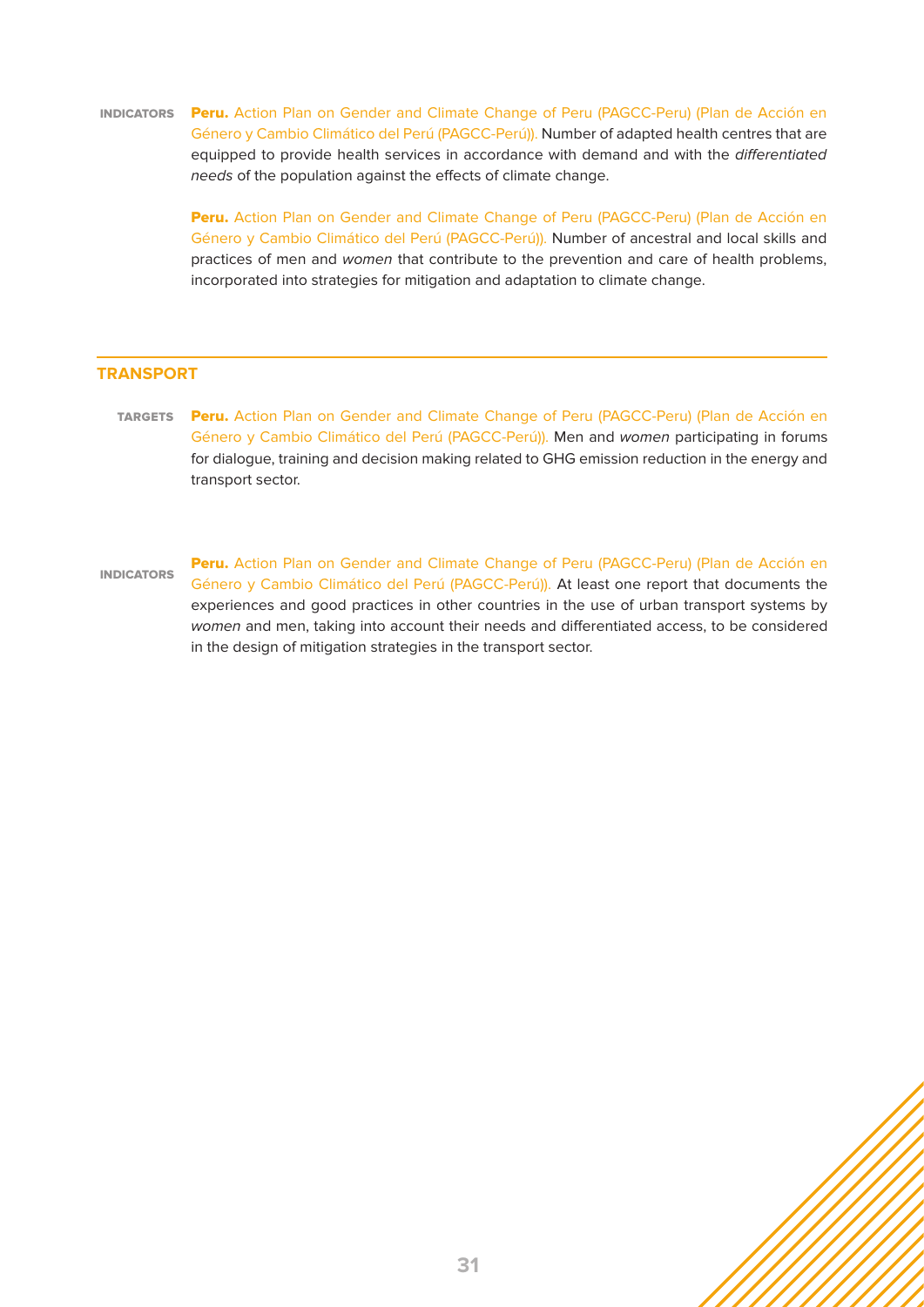**INDICATORS** **Peru.** Action Plan on Gender and Climate Change of Peru (PAGCC-Peru) (Plan de Acción en Género y Cambio Climático del Perú (PAGCC-Perú)). Number of adapted health centres that are equipped to provide health services in accordance with demand and with the *differentiated needs* of the population against the effects of climate change.

**Peru.** Action Plan on Gender and Climate Change of Peru (PAGCC-Peru) (Plan de Acción en Género y Cambio Climático del Perú (PAGCC-Perú)). Number of ancestral and local skills and practices of men and *women* that contribute to the prevention and care of health problems, incorporated into strategies for mitigation and adaptation to climate change.

## TRANSPORT

**TARGETS** **Peru.** Action Plan on Gender and Climate Change of Peru (PAGCC-Peru) (Plan de Acción en Género y Cambio Climático del Perú (PAGCC-Perú)). Men and *women* participating in forums for dialogue, training and decision making related to GHG emission reduction in the energy and transport sector.

**INDICATORS** **Peru.** Action Plan on Gender and Climate Change of Peru (PAGCC-Peru) (Plan de Acción en Género y Cambio Climático del Perú (PAGCC-Perú)). At least one report that documents the experiences and good practices in other countries in the use of urban transport systems by *women* and men, taking into account their needs and differentiated access, to be considered in the design of mitigation strategies in the transport sector.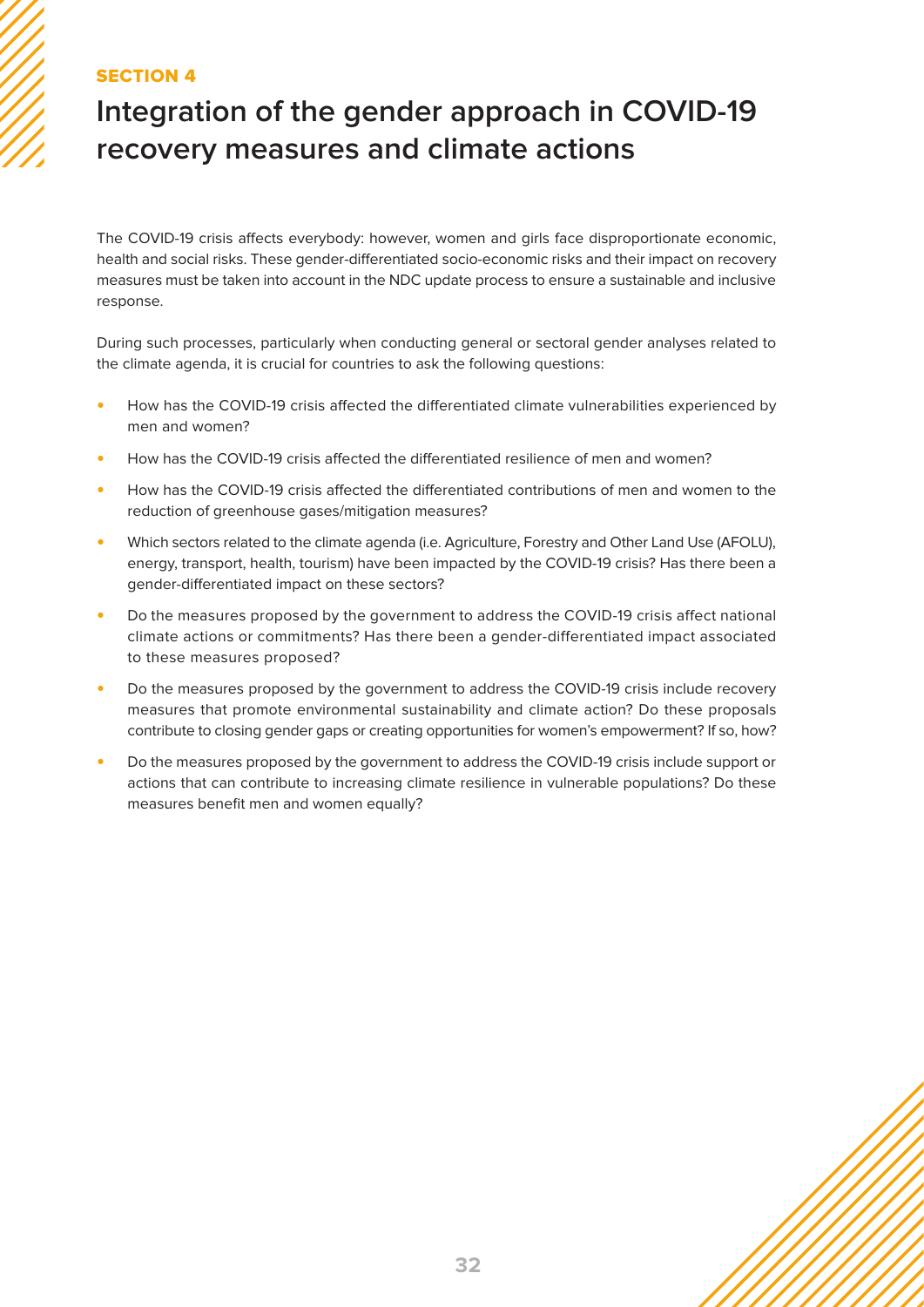SECTION 4

# Integration of the gender approach in COVID-19 recovery measures and climate actions

The COVID-19 crisis affects everybody: however, women and girls face disproportionate economic, health and social risks. These gender-differentiated socio-economic risks and their impact on recovery measures must be taken into account in the NDC update process to ensure a sustainable and inclusive response.

During such processes, particularly when conducting general or sectoral gender analyses related to the climate agenda, it is crucial for countries to ask the following questions:

- How has the COVID-19 crisis affected the differentiated climate vulnerabilities experienced by men and women?
- How has the COVID-19 crisis affected the differentiated resilience of men and women?
- How has the COVID-19 crisis affected the differentiated contributions of men and women to the reduction of greenhouse gases/mitigation measures?
- Which sectors related to the climate agenda (i.e. Agriculture, Forestry and Other Land Use (AFOLU), energy, transport, health, tourism) have been impacted by the COVID-19 crisis? Has there been a gender-differentiated impact on these sectors?
- Do the measures proposed by the government to address the COVID-19 crisis affect national climate actions or commitments? Has there been a gender-differentiated impact associated to these measures proposed?
- Do the measures proposed by the government to address the COVID-19 crisis include recovery measures that promote environmental sustainability and climate action? Do these proposals contribute to closing gender gaps or creating opportunities for women's empowerment? If so, how?
- Do the measures proposed by the government to address the COVID-19 crisis include support or actions that can contribute to increasing climate resilience in vulnerable populations? Do these measures benefit men and women equally?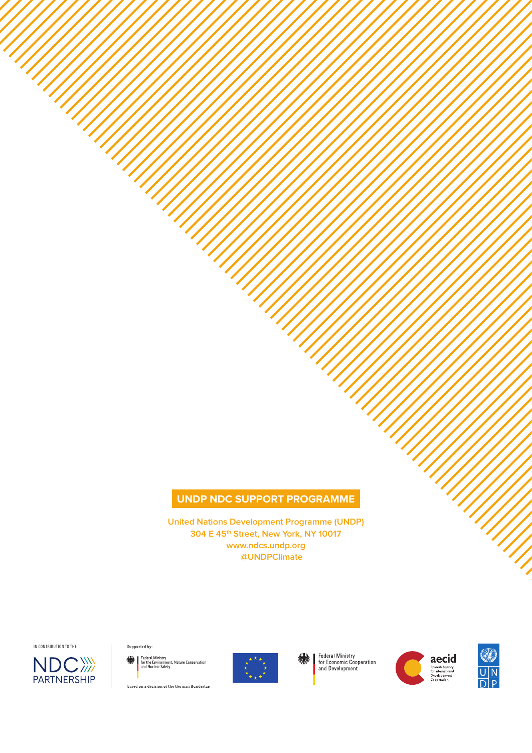# UNDP NDC SUPPORT PROGRAMME

**United Nations Development Programme (UNDP)**
**304 E 45th Street, New York, NY 10017**
**www.ndcs.undp.org**
**@UNDPClimate**

IN CONTRIBUTION TO THE

NDC PARTNERSHIP

Supported by:

Federal Ministry for the Environment, Nature Conservation and Nuclear Safety

based on a decision of the German Bundestag

Federal Ministry for Economic Cooperation and Development

aecid
Spanish Agency for International Developement Cooperation

UN DP